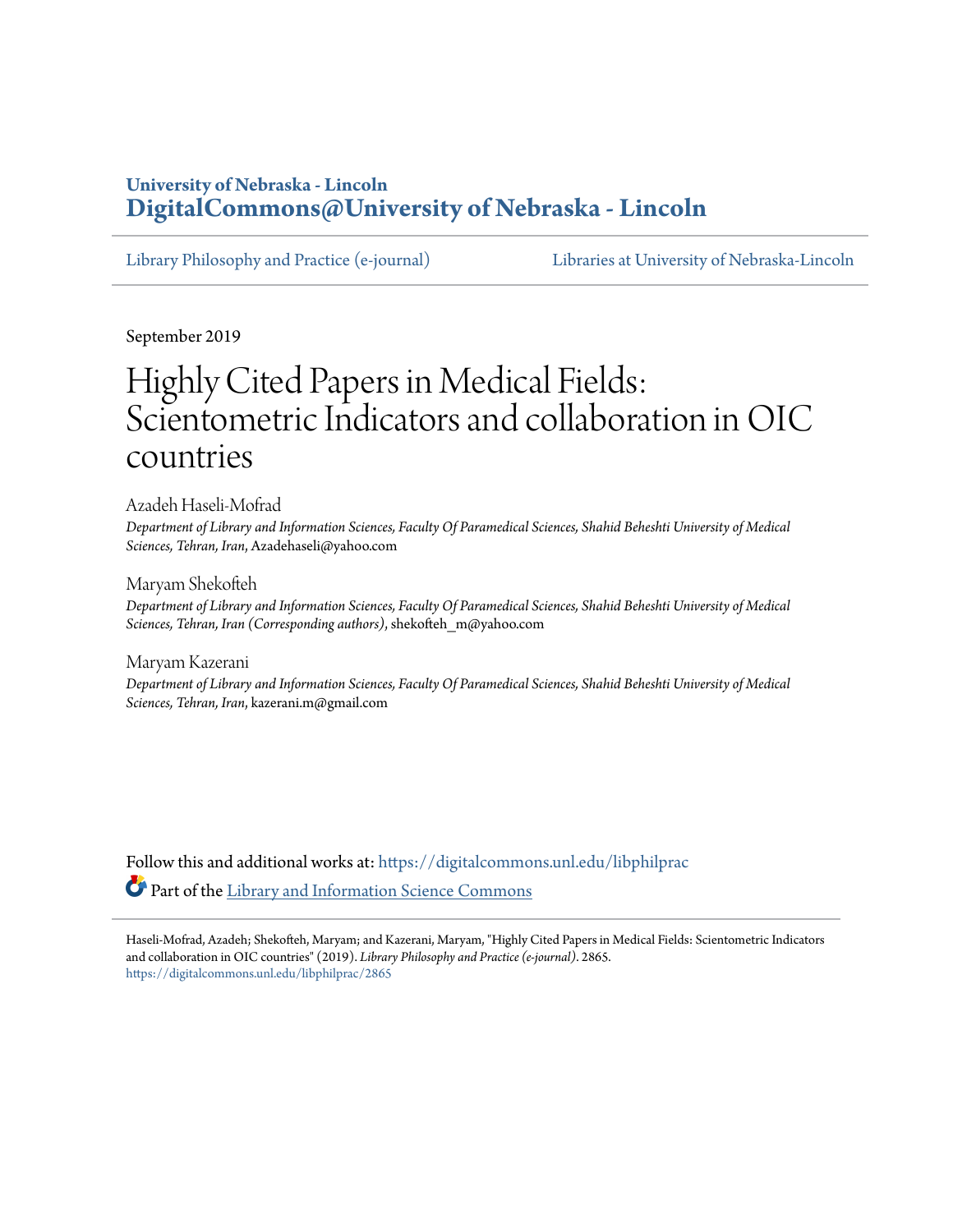**University of Nebraska - Lincoln**
**DigitalCommons@University of Nebraska - Lincoln**

Library Philosophy and Practice (e-journal) — Libraries at University of Nebraska-Lincoln

September 2019

# Highly Cited Papers in Medical Fields: Scientometric Indicators and collaboration in OIC countries

Azadeh Haseli-Mofrad
*Department of Library and Information Sciences, Faculty Of Paramedical Sciences, Shahid Beheshti University of Medical Sciences, Tehran, Iran*, Azadehaseli@yahoo.com

Maryam Shekofteh
*Department of Library and Information Sciences, Faculty Of Paramedical Sciences, Shahid Beheshti University of Medical Sciences, Tehran, Iran (Corresponding authors)*, shekofteh_m@yahoo.com

Maryam Kazerani
*Department of Library and Information Sciences, Faculty Of Paramedical Sciences, Shahid Beheshti University of Medical Sciences, Tehran, Iran*, kazerani.m@gmail.com

Follow this and additional works at: https://digitalcommons.unl.edu/libphilprac

Part of the Library and Information Science Commons

Haseli-Mofrad, Azadeh; Shekofteh, Maryam; and Kazerani, Maryam, "Highly Cited Papers in Medical Fields: Scientometric Indicators and collaboration in OIC countries" (2019). *Library Philosophy and Practice (e-journal)*. 2865.
https://digitalcommons.unl.edu/libphilprac/2865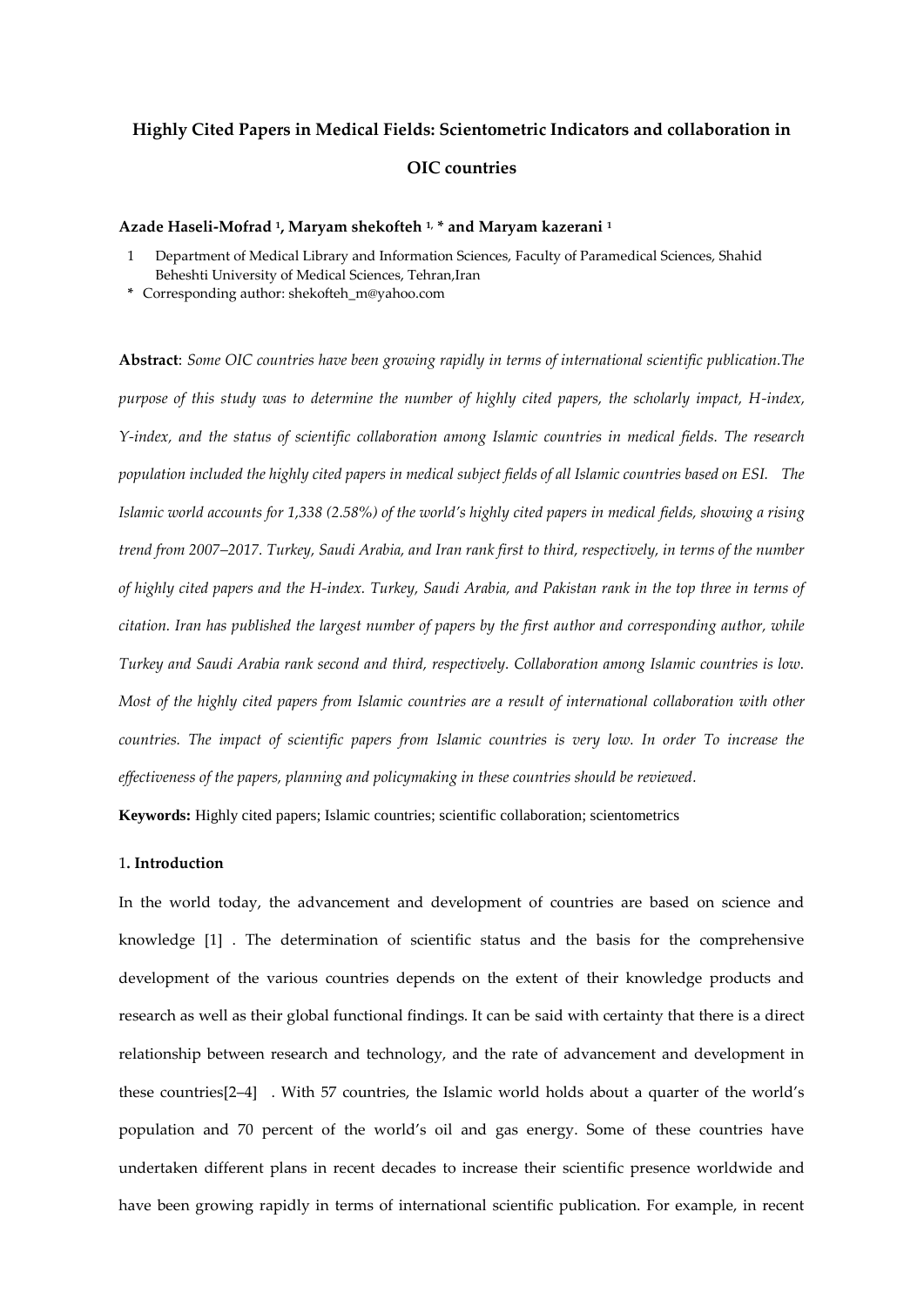# Highly Cited Papers in Medical Fields: Scientometric Indicators and collaboration in OIC countries

**Azade Haseli-Mofrad [1], Maryam shekofteh [1,*] and Maryam kazerani [1]**

1 Department of Medical Library and Information Sciences, Faculty of Paramedical Sciences, Shahid Beheshti University of Medical Sciences, Tehran,Iran

\* Corresponding author: shekofteh_m@yahoo.com

**Abstract**: *Some OIC countries have been growing rapidly in terms of international scientific publication.The purpose of this study was to determine the number of highly cited papers, the scholarly impact, H-index, Y-index, and the status of scientific collaboration among Islamic countries in medical fields. The research population included the highly cited papers in medical subject fields of all Islamic countries based on ESI. The Islamic world accounts for 1,338 (2.58%) of the world's highly cited papers in medical fields, showing a rising trend from 2007–2017. Turkey, Saudi Arabia, and Iran rank first to third, respectively, in terms of the number of highly cited papers and the H-index. Turkey, Saudi Arabia, and Pakistan rank in the top three in terms of citation. Iran has published the largest number of papers by the first author and corresponding author, while Turkey and Saudi Arabia rank second and third, respectively. Collaboration among Islamic countries is low. Most of the highly cited papers from Islamic countries are a result of international collaboration with other countries. The impact of scientific papers from Islamic countries is very low. In order To increase the effectiveness of the papers, planning and policymaking in these countries should be reviewed.*

**Keywords:** Highly cited papers; Islamic countries; scientific collaboration; scientometrics

## 1. Introduction

In the world today, the advancement and development of countries are based on science and knowledge [1] . The determination of scientific status and the basis for the comprehensive development of the various countries depends on the extent of their knowledge products and research as well as their global functional findings. It can be said with certainty that there is a direct relationship between research and technology, and the rate of advancement and development in these countries[2–4] . With 57 countries, the Islamic world holds about a quarter of the world's population and 70 percent of the world's oil and gas energy. Some of these countries have undertaken different plans in recent decades to increase their scientific presence worldwide and have been growing rapidly in terms of international scientific publication. For example, in recent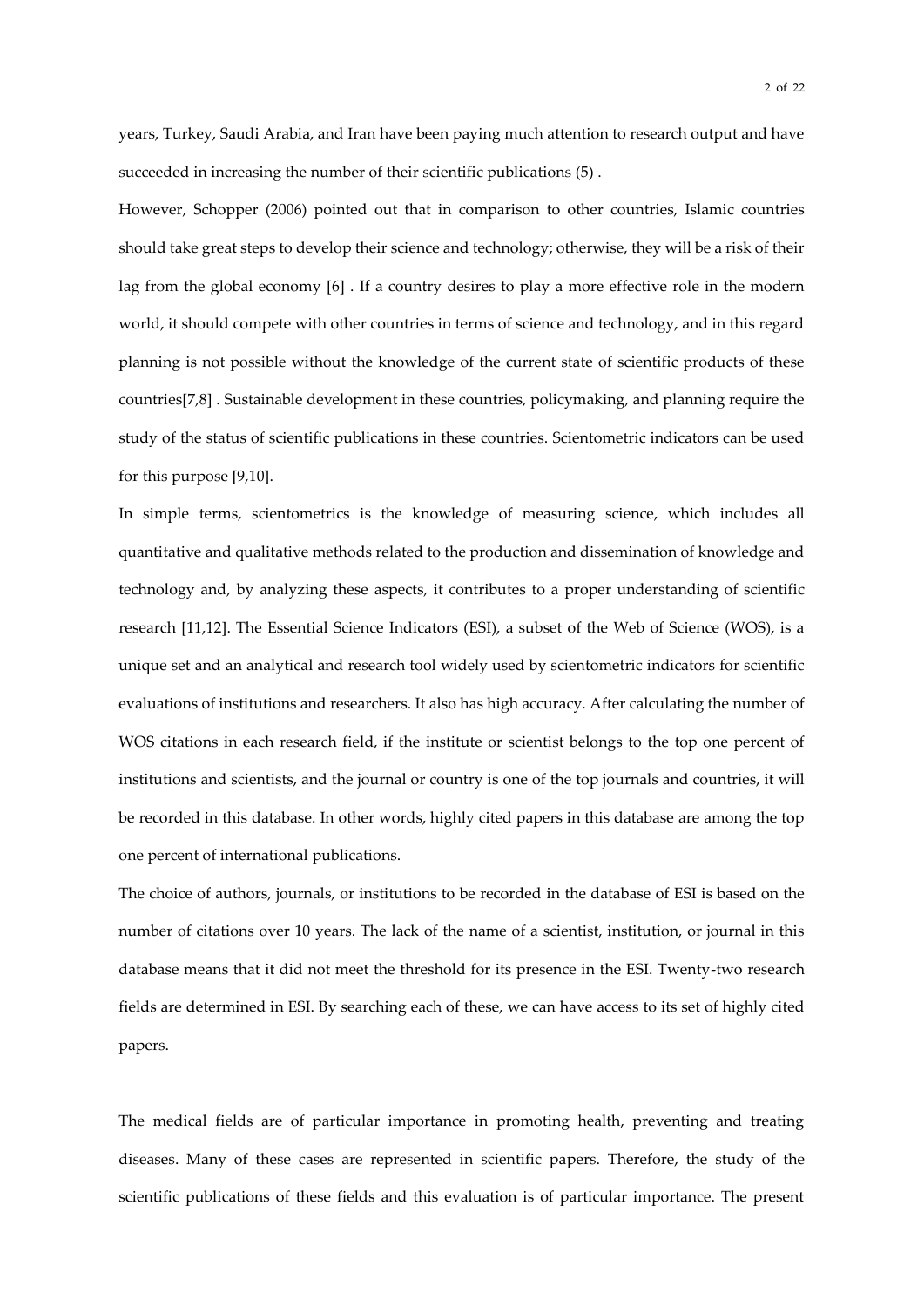years, Turkey, Saudi Arabia, and Iran have been paying much attention to research output and have succeeded in increasing the number of their scientific publications (5) .

However, Schopper (2006) pointed out that in comparison to other countries, Islamic countries should take great steps to develop their science and technology; otherwise, they will be a risk of their lag from the global economy [6] . If a country desires to play a more effective role in the modern world, it should compete with other countries in terms of science and technology, and in this regard planning is not possible without the knowledge of the current state of scientific products of these countries[7,8] . Sustainable development in these countries, policymaking, and planning require the study of the status of scientific publications in these countries. Scientometric indicators can be used for this purpose [9,10].

In simple terms, scientometrics is the knowledge of measuring science, which includes all quantitative and qualitative methods related to the production and dissemination of knowledge and technology and, by analyzing these aspects, it contributes to a proper understanding of scientific research [11,12]. The Essential Science Indicators (ESI), a subset of the Web of Science (WOS), is a unique set and an analytical and research tool widely used by scientometric indicators for scientific evaluations of institutions and researchers. It also has high accuracy. After calculating the number of WOS citations in each research field, if the institute or scientist belongs to the top one percent of institutions and scientists, and the journal or country is one of the top journals and countries, it will be recorded in this database. In other words, highly cited papers in this database are among the top one percent of international publications.

The choice of authors, journals, or institutions to be recorded in the database of ESI is based on the number of citations over 10 years. The lack of the name of a scientist, institution, or journal in this database means that it did not meet the threshold for its presence in the ESI. Twenty-two research fields are determined in ESI. By searching each of these, we can have access to its set of highly cited papers.

The medical fields are of particular importance in promoting health, preventing and treating diseases. Many of these cases are represented in scientific papers. Therefore, the study of the scientific publications of these fields and this evaluation is of particular importance. The present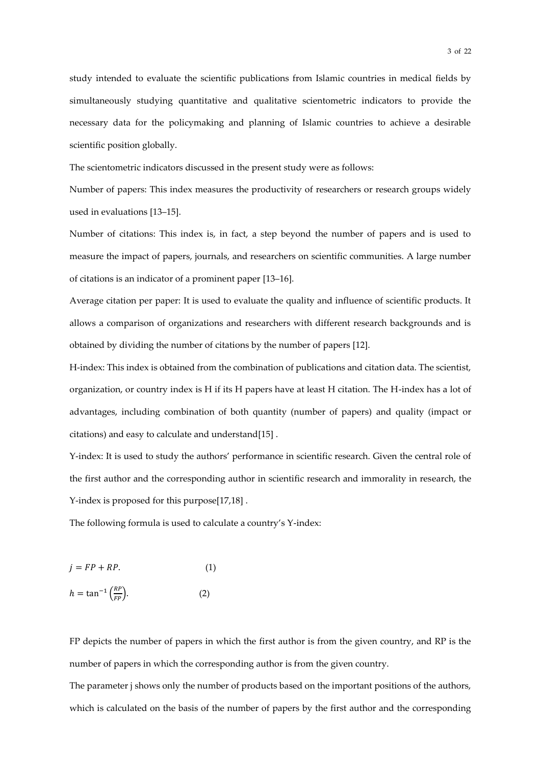study intended to evaluate the scientific publications from Islamic countries in medical fields by simultaneously studying quantitative and qualitative scientometric indicators to provide the necessary data for the policymaking and planning of Islamic countries to achieve a desirable scientific position globally.

The scientometric indicators discussed in the present study were as follows:

Number of papers: This index measures the productivity of researchers or research groups widely used in evaluations [13–15].

Number of citations: This index is, in fact, a step beyond the number of papers and is used to measure the impact of papers, journals, and researchers on scientific communities. A large number of citations is an indicator of a prominent paper [13–16].

Average citation per paper: It is used to evaluate the quality and influence of scientific products. It allows a comparison of organizations and researchers with different research backgrounds and is obtained by dividing the number of citations by the number of papers [12].

H-index: This index is obtained from the combination of publications and citation data. The scientist, organization, or country index is H if its H papers have at least H citation. The H-index has a lot of advantages, including combination of both quantity (number of papers) and quality (impact or citations) and easy to calculate and understand[15] .

Y-index: It is used to study the authors' performance in scientific research. Given the central role of the first author and the corresponding author in scientific research and immorality in research, the Y-index is proposed for this purpose[17,18] .

The following formula is used to calculate a country's Y-index:

$$j = FP + RP. \qquad (1)$$

$$h = \tan^{-1}\left(\frac{RP}{FP}\right). \qquad (2)$$

FP depicts the number of papers in which the first author is from the given country, and RP is the number of papers in which the corresponding author is from the given country.

The parameter j shows only the number of products based on the important positions of the authors, which is calculated on the basis of the number of papers by the first author and the corresponding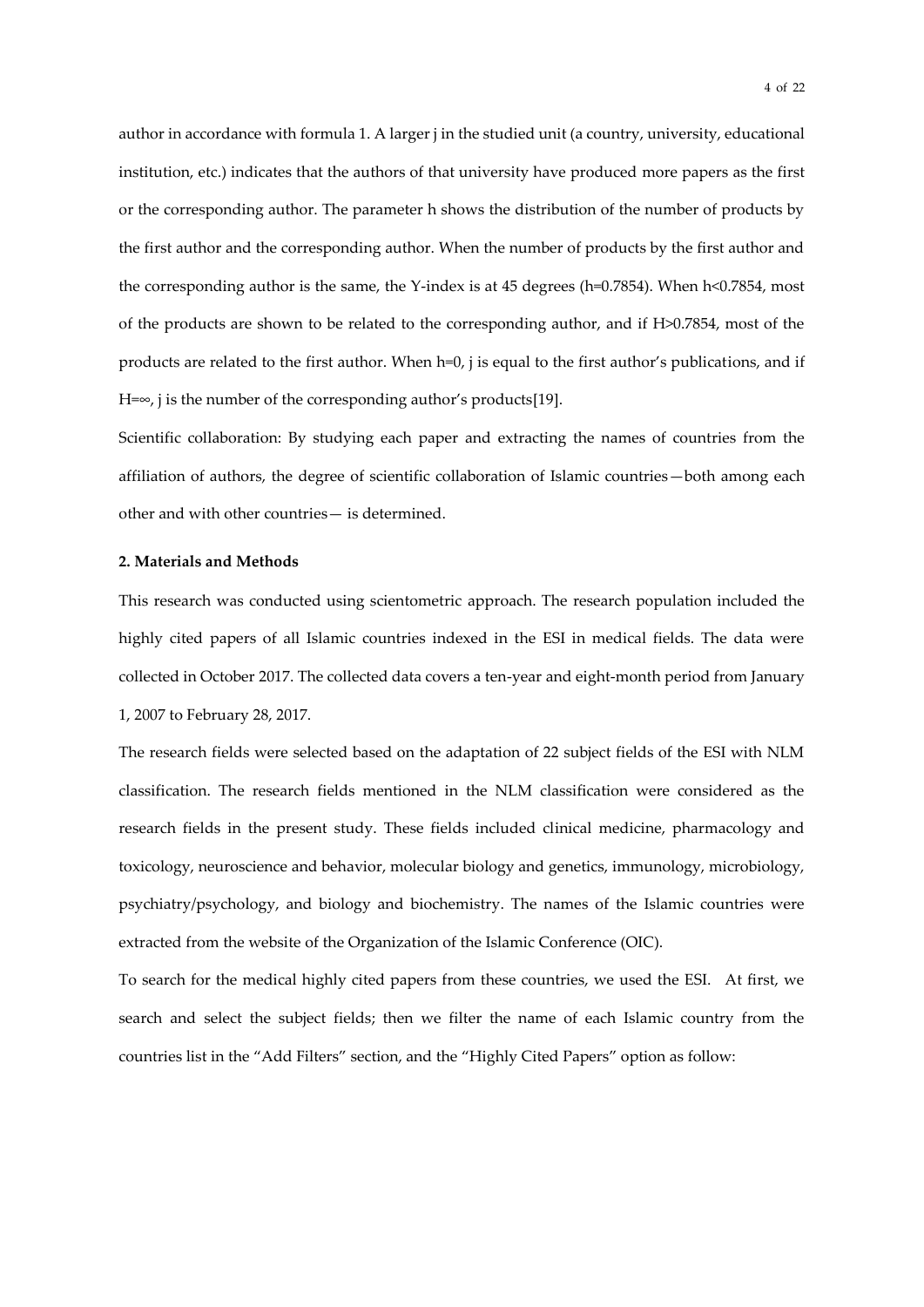author in accordance with formula 1. A larger j in the studied unit (a country, university, educational institution, etc.) indicates that the authors of that university have produced more papers as the first or the corresponding author. The parameter h shows the distribution of the number of products by the first author and the corresponding author. When the number of products by the first author and the corresponding author is the same, the Y-index is at 45 degrees ($h=0.7854$). When $h<0.7854$, most of the products are shown to be related to the corresponding author, and if $H>0.7854$, most of the products are related to the first author. When $h=0$, j is equal to the first author's publications, and if $H=\infty$, j is the number of the corresponding author's products[19].

Scientific collaboration: By studying each paper and extracting the names of countries from the affiliation of authors, the degree of scientific collaboration of Islamic countries—both among each other and with other countries— is determined.

## 2. Materials and Methods

This research was conducted using scientometric approach. The research population included the highly cited papers of all Islamic countries indexed in the ESI in medical fields. The data were collected in October 2017. The collected data covers a ten-year and eight-month period from January 1, 2007 to February 28, 2017.

The research fields were selected based on the adaptation of 22 subject fields of the ESI with NLM classification. The research fields mentioned in the NLM classification were considered as the research fields in the present study. These fields included clinical medicine, pharmacology and toxicology, neuroscience and behavior, molecular biology and genetics, immunology, microbiology, psychiatry/psychology, and biology and biochemistry. The names of the Islamic countries were extracted from the website of the Organization of the Islamic Conference (OIC).

To search for the medical highly cited papers from these countries, we used the ESI. At first, we search and select the subject fields; then we filter the name of each Islamic country from the countries list in the "Add Filters" section, and the "Highly Cited Papers" option as follow: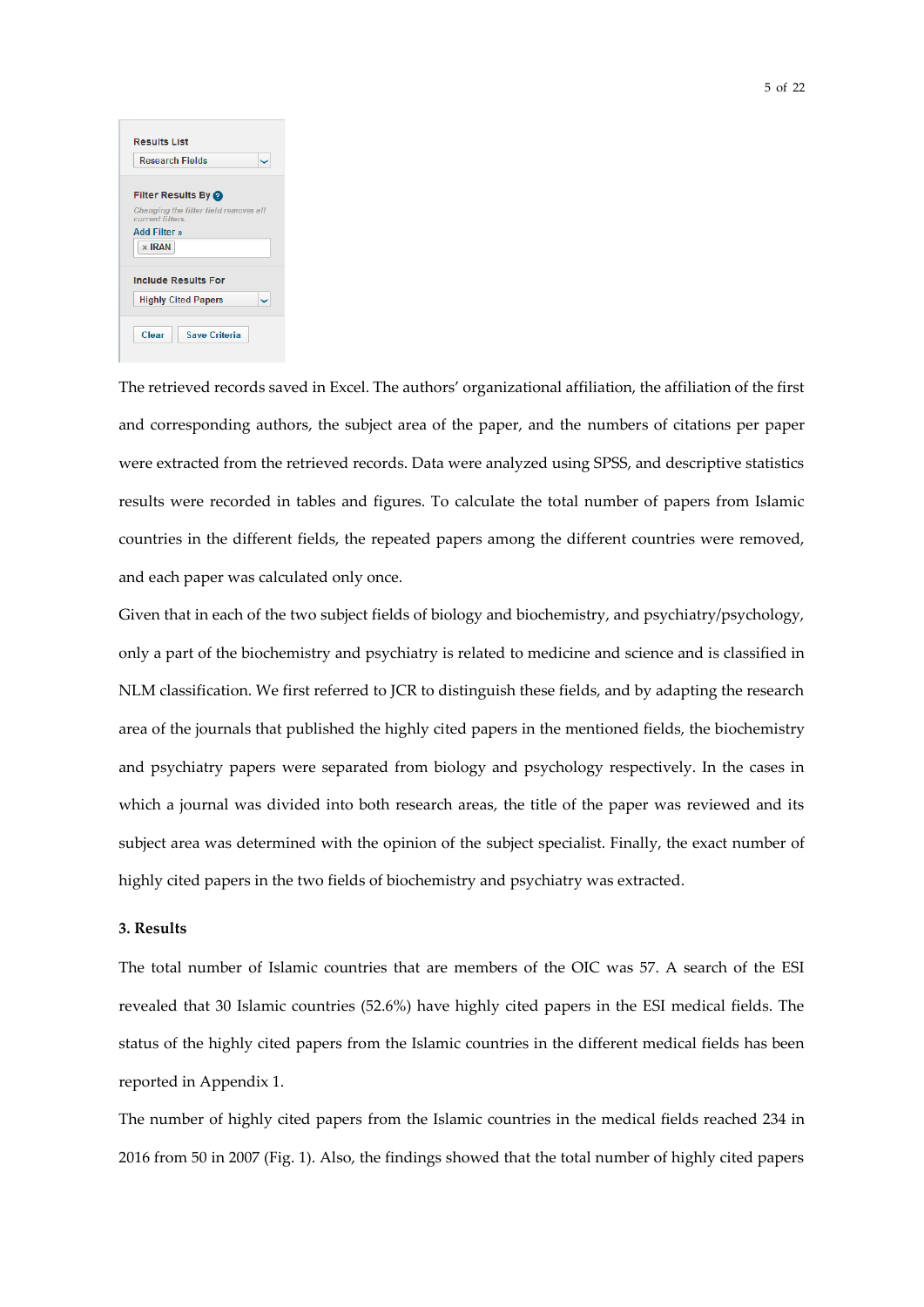The retrieved records saved in Excel. The authors' organizational affiliation, the affiliation of the first and corresponding authors, the subject area of the paper, and the numbers of citations per paper were extracted from the retrieved records. Data were analyzed using SPSS, and descriptive statistics results were recorded in tables and figures. To calculate the total number of papers from Islamic countries in the different fields, the repeated papers among the different countries were removed, and each paper was calculated only once.

Given that in each of the two subject fields of biology and biochemistry, and psychiatry/psychology, only a part of the biochemistry and psychiatry is related to medicine and science and is classified in NLM classification. We first referred to JCR to distinguish these fields, and by adapting the research area of the journals that published the highly cited papers in the mentioned fields, the biochemistry and psychiatry papers were separated from biology and psychology respectively. In the cases in which a journal was divided into both research areas, the title of the paper was reviewed and its subject area was determined with the opinion of the subject specialist. Finally, the exact number of highly cited papers in the two fields of biochemistry and psychiatry was extracted.

## 3. Results

The total number of Islamic countries that are members of the OIC was 57. A search of the ESI revealed that 30 Islamic countries (52.6%) have highly cited papers in the ESI medical fields. The status of the highly cited papers from the Islamic countries in the different medical fields has been reported in Appendix 1.

The number of highly cited papers from the Islamic countries in the medical fields reached 234 in 2016 from 50 in 2007 (Fig. 1). Also, the findings showed that the total number of highly cited papers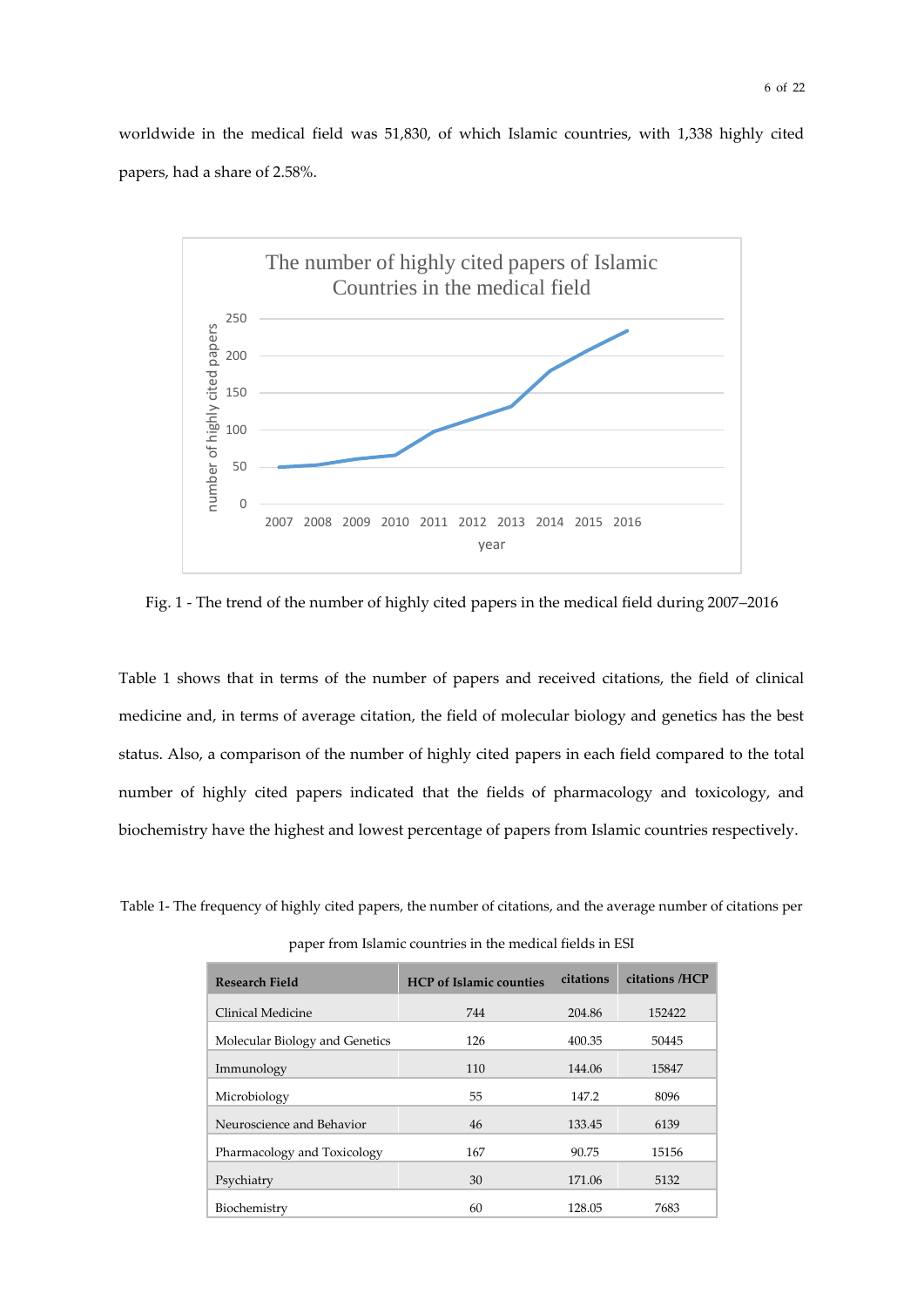worldwide in the medical field was 51,830, of which Islamic countries, with 1,338 highly cited papers, had a share of 2.58%.

Fig. 1 - The trend of the number of highly cited papers in the medical field during 2007–2016

Table 1 shows that in terms of the number of papers and received citations, the field of clinical medicine and, in terms of average citation, the field of molecular biology and genetics has the best status. Also, a comparison of the number of highly cited papers in each field compared to the total number of highly cited papers indicated that the fields of pharmacology and toxicology, and biochemistry have the highest and lowest percentage of papers from Islamic countries respectively.

Table 1- The frequency of highly cited papers, the number of citations, and the average number of citations per paper from Islamic countries in the medical fields in ESI

| Research Field | HCP of Islamic counties | citations | citations /HCP |
|---|---|---|---|
| Clinical Medicine | 744 | 204.86 | 152422 |
| Molecular Biology and Genetics | 126 | 400.35 | 50445 |
| Immunology | 110 | 144.06 | 15847 |
| Microbiology | 55 | 147.2 | 8096 |
| Neuroscience and Behavior | 46 | 133.45 | 6139 |
| Pharmacology and Toxicology | 167 | 90.75 | 15156 |
| Psychiatry | 30 | 171.06 | 5132 |
| Biochemistry | 60 | 128.05 | 7683 |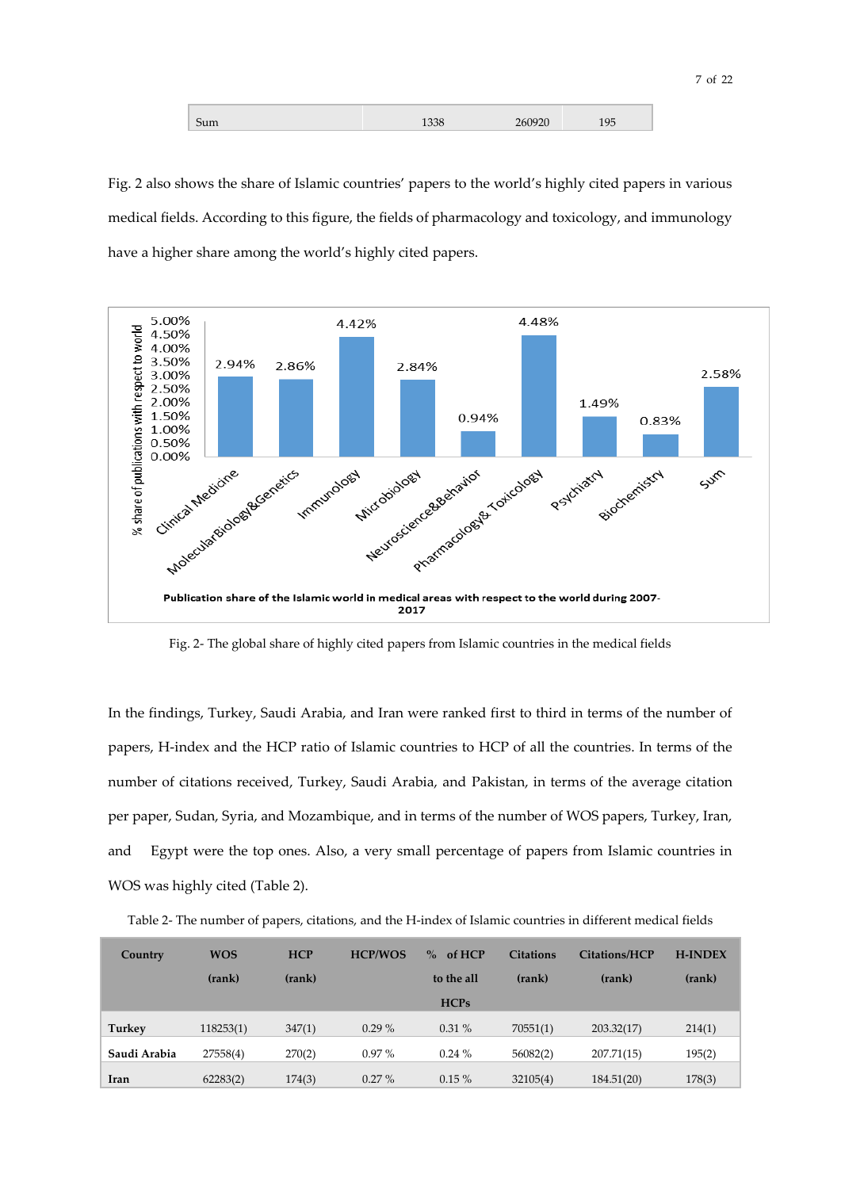| Sum | 1338 | 260920 | 195 |
|---|---|---|---|

Fig. 2 also shows the share of Islamic countries' papers to the world's highly cited papers in various medical fields. According to this figure, the fields of pharmacology and toxicology, and immunology have a higher share among the world's highly cited papers.

Fig. 2- The global share of highly cited papers from Islamic countries in the medical fields

In the findings, Turkey, Saudi Arabia, and Iran were ranked first to third in terms of the number of papers, H-index and the HCP ratio of Islamic countries to HCP of all the countries. In terms of the number of citations received, Turkey, Saudi Arabia, and Pakistan, in terms of the average citation per paper, Sudan, Syria, and Mozambique, and in terms of the number of WOS papers, Turkey, Iran, and Egypt were the top ones. Also, a very small percentage of papers from Islamic countries in WOS was highly cited (Table 2).

Table 2- The number of papers, citations, and the H-index of Islamic countries in different medical fields

| Country | WOS (rank) | HCP (rank) | HCP/WOS | % of HCP to the all HCPs | Citations (rank) | Citations/HCP (rank) | H-INDEX (rank) |
|---|---|---|---|---|---|---|---|
| **Turkey** | 118253(1) | 347(1) | 0.29 % | 0.31 % | 70551(1) | 203.32(17) | 214(1) |
| **Saudi Arabia** | 27558(4) | 270(2) | 0.97 % | 0.24 % | 56082(2) | 207.71(15) | 195(2) |
| **Iran** | 62283(2) | 174(3) | 0.27 % | 0.15 % | 32105(4) | 184.51(20) | 178(3) |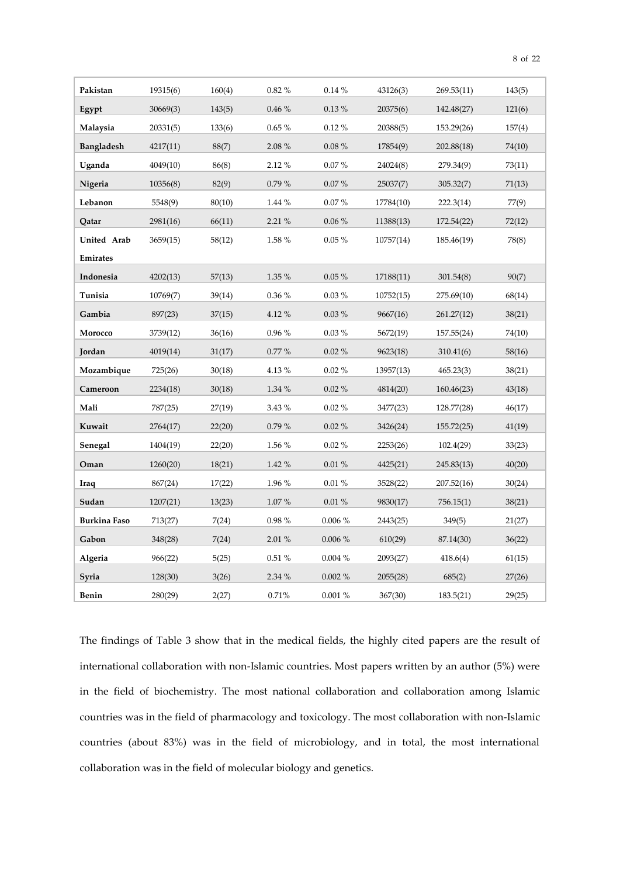| | | | | | | | |
|---|---|---|---|---|---|---|---|
| **Pakistan** | 19315(6) | 160(4) | 0.82 % | 0.14 % | 43126(3) | 269.53(11) | 143(5) |
| **Egypt** | 30669(3) | 143(5) | 0.46 % | 0.13 % | 20375(6) | 142.48(27) | 121(6) |
| **Malaysia** | 20331(5) | 133(6) | 0.65 % | 0.12 % | 20388(5) | 153.29(26) | 157(4) |
| **Bangladesh** | 4217(11) | 88(7) | 2.08 % | 0.08 % | 17854(9) | 202.88(18) | 74(10) |
| **Uganda** | 4049(10) | 86(8) | 2.12 % | 0.07 % | 24024(8) | 279.34(9) | 73(11) |
| **Nigeria** | 10356(8) | 82(9) | 0.79 % | 0.07 % | 25037(7) | 305.32(7) | 71(13) |
| **Lebanon** | 5548(9) | 80(10) | 1.44 % | 0.07 % | 17784(10) | 222.3(14) | 77(9) |
| **Qatar** | 2981(16) | 66(11) | 2.21 % | 0.06 % | 11388(13) | 172.54(22) | 72(12) |
| **United Arab Emirates** | 3659(15) | 58(12) | 1.58 % | 0.05 % | 10757(14) | 185.46(19) | 78(8) |
| **Indonesia** | 4202(13) | 57(13) | 1.35 % | 0.05 % | 17188(11) | 301.54(8) | 90(7) |
| **Tunisia** | 10769(7) | 39(14) | 0.36 % | 0.03 % | 10752(15) | 275.69(10) | 68(14) |
| **Gambia** | 897(23) | 37(15) | 4.12 % | 0.03 % | 9667(16) | 261.27(12) | 38(21) |
| **Morocco** | 3739(12) | 36(16) | 0.96 % | 0.03 % | 5672(19) | 157.55(24) | 74(10) |
| **Jordan** | 4019(14) | 31(17) | 0.77 % | 0.02 % | 9623(18) | 310.41(6) | 58(16) |
| **Mozambique** | 725(26) | 30(18) | 4.13 % | 0.02 % | 13957(13) | 465.23(3) | 38(21) |
| **Cameroon** | 2234(18) | 30(18) | 1.34 % | 0.02 % | 4814(20) | 160.46(23) | 43(18) |
| **Mali** | 787(25) | 27(19) | 3.43 % | 0.02 % | 3477(23) | 128.77(28) | 46(17) |
| **Kuwait** | 2764(17) | 22(20) | 0.79 % | 0.02 % | 3426(24) | 155.72(25) | 41(19) |
| **Senegal** | 1404(19) | 22(20) | 1.56 % | 0.02 % | 2253(26) | 102.4(29) | 33(23) |
| **Oman** | 1260(20) | 18(21) | 1.42 % | 0.01 % | 4425(21) | 245.83(13) | 40(20) |
| **Iraq** | 867(24) | 17(22) | 1.96 % | 0.01 % | 3528(22) | 207.52(16) | 30(24) |
| **Sudan** | 1207(21) | 13(23) | 1.07 % | 0.01 % | 9830(17) | 756.15(1) | 38(21) |
| **Burkina Faso** | 713(27) | 7(24) | 0.98 % | 0.006 % | 2443(25) | 349(5) | 21(27) |
| **Gabon** | 348(28) | 7(24) | 2.01 % | 0.006 % | 610(29) | 87.14(30) | 36(22) |
| **Algeria** | 966(22) | 5(25) | 0.51 % | 0.004 % | 2093(27) | 418.6(4) | 61(15) |
| **Syria** | 128(30) | 3(26) | 2.34 % | 0.002 % | 2055(28) | 685(2) | 27(26) |
| **Benin** | 280(29) | 2(27) | 0.71% | 0.001 % | 367(30) | 183.5(21) | 29(25) |

The findings of Table 3 show that in the medical fields, the highly cited papers are the result of international collaboration with non-Islamic countries. Most papers written by an author (5%) were in the field of biochemistry. The most national collaboration and collaboration among Islamic countries was in the field of pharmacology and toxicology. The most collaboration with non-Islamic countries (about 83%) was in the field of microbiology, and in total, the most international collaboration was in the field of molecular biology and genetics.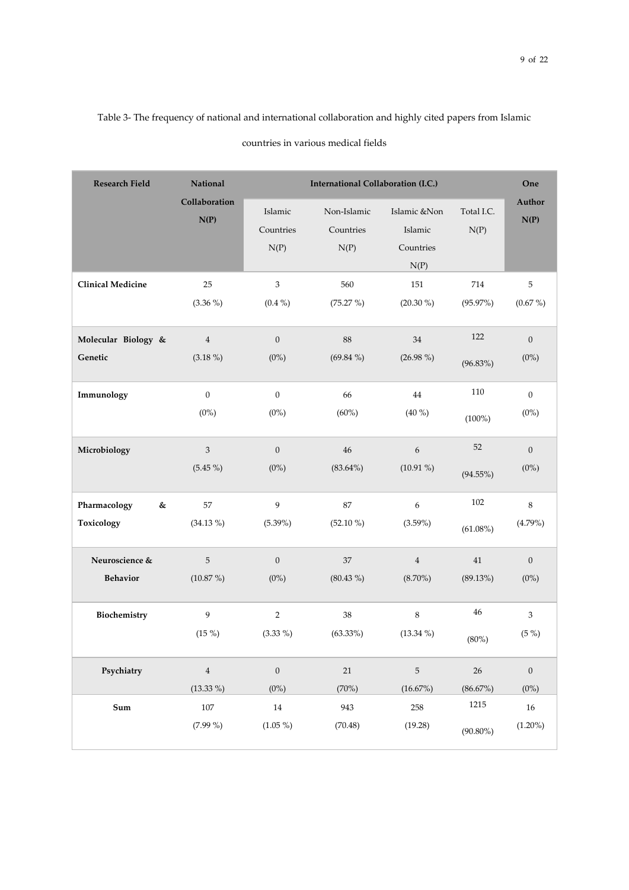Table 3- The frequency of national and international collaboration and highly cited papers from Islamic countries in various medical fields

| Research Field | National Collaboration N(P) | International Collaboration (I.C.) | | | | One Author N(P) |
|---|---|---|---|---|---|---|
| | | Islamic Countries N(P) | Non-Islamic Countries N(P) | Islamic &Non Islamic Countries N(P) | Total I.C. N(P) | |
| **Clinical Medicine** | 25 (3.36 %) | 3 (0.4 %) | 560 (75.27 %) | 151 (20.30 %) | 714 (95.97%) | 5 (0.67 %) |
| **Molecular Biology & Genetic** | 4 (3.18 %) | 0 (0%) | 88 (69.84 %) | 34 (26.98 %) | 122 (96.83%) | 0 (0%) |
| **Immunology** | 0 (0%) | 0 (0%) | 66 (60%) | 44 (40 %) | 110 (100%) | 0 (0%) |
| **Microbiology** | 3 (5.45 %) | 0 (0%) | 46 (83.64%) | 6 (10.91 %) | 52 (94.55%) | 0 (0%) |
| **Pharmacology & Toxicology** | 57 (34.13 %) | 9 (5.39%) | 87 (52.10 %) | 6 (3.59%) | 102 (61.08%) | 8 (4.79%) |
| **Neuroscience & Behavior** | 5 (10.87 %) | 0 (0%) | 37 (80.43 %) | 4 (8.70%) | 41 (89.13%) | 0 (0%) |
| **Biochemistry** | 9 (15 %) | 2 (3.33 %) | 38 (63.33%) | 8 (13.34 %) | 46 (80%) | 3 (5 %) |
| **Psychiatry** | 4 (13.33 %) | 0 (0%) | 21 (70%) | 5 (16.67%) | 26 (86.67%) | 0 (0%) |
| **Sum** | 107 (7.99 %) | 14 (1.05 %) | 943 (70.48) | 258 (19.28) | 1215 (90.80%) | 16 (1.20%) |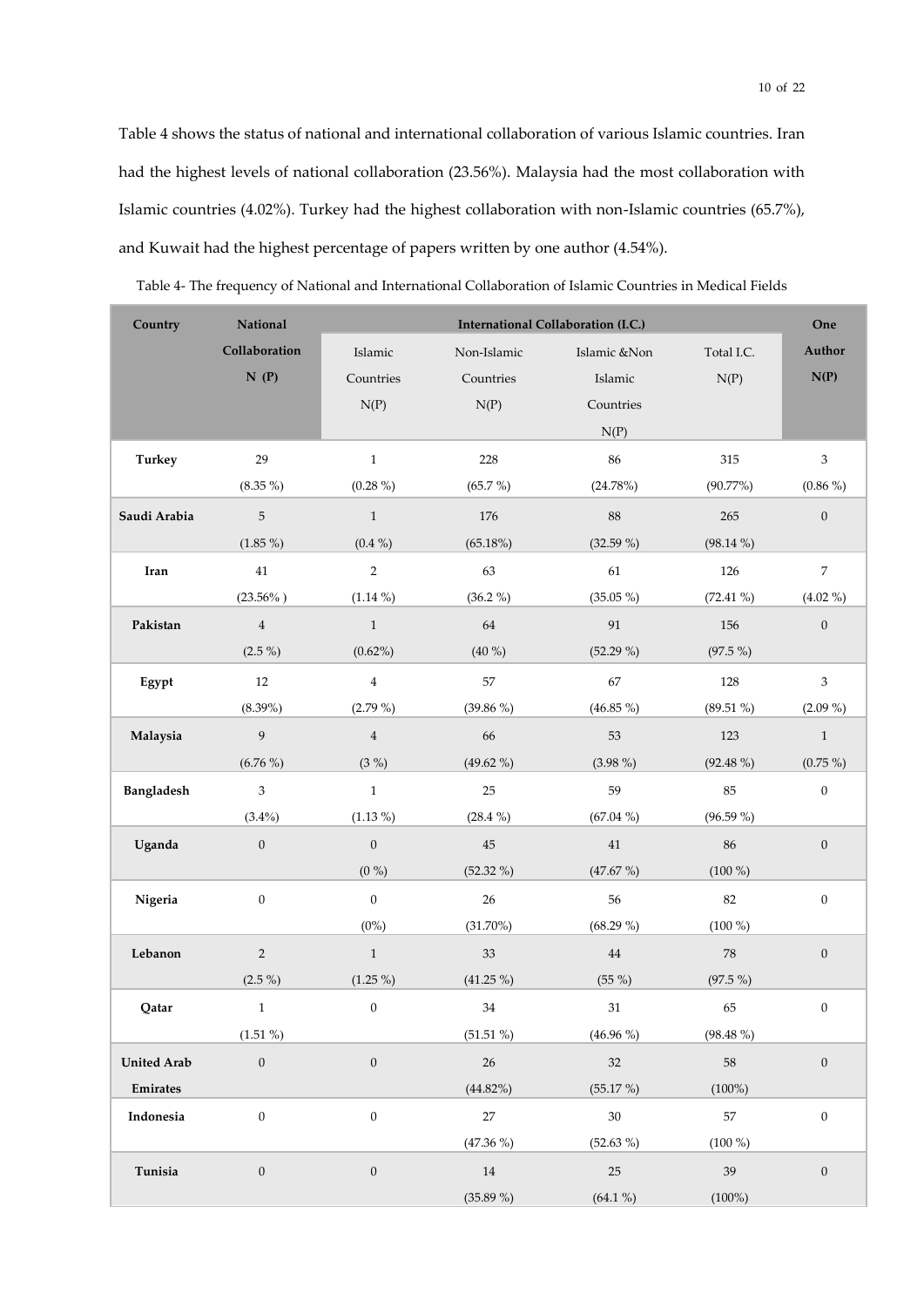Table 4 shows the status of national and international collaboration of various Islamic countries. Iran had the highest levels of national collaboration (23.56%). Malaysia had the most collaboration with Islamic countries (4.02%). Turkey had the highest collaboration with non-Islamic countries (65.7%), and Kuwait had the highest percentage of papers written by one author (4.54%).

Table 4- The frequency of National and International Collaboration of Islamic Countries in Medical Fields

| Country | National Collaboration N (P) | International Collaboration (I.C.) | | | | One Author N(P) |
|---|---|---|---|---|---|---|
| | | Islamic Countries N(P) | Non-Islamic Countries N(P) | Islamic &Non Islamic Countries N(P) | Total I.C. N(P) | |
| **Turkey** | 29 (8.35 %) | 1 (0.28 %) | 228 (65.7 %) | 86 (24.78%) | 315 (90.77%) | 3 (0.86 %) |
| **Saudi Arabia** | 5 (1.85 %) | 1 (0.4 %) | 176 (65.18%) | 88 (32.59 %) | 265 (98.14 %) | 0 |
| **Iran** | 41 (23.56% ) | 2 (1.14 %) | 63 (36.2 %) | 61 (35.05 %) | 126 (72.41 %) | 7 (4.02 %) |
| **Pakistan** | 4 (2.5 %) | 1 (0.62%) | 64 (40 %) | 91 (52.29 %) | 156 (97.5 %) | 0 |
| **Egypt** | 12 (8.39%) | 4 (2.79 %) | 57 (39.86 %) | 67 (46.85 %) | 128 (89.51 %) | 3 (2.09 %) |
| **Malaysia** | 9 (6.76 %) | 4 (3 %) | 66 (49.62 %) | 53 (3.98 %) | 123 (92.48 %) | 1 (0.75 %) |
| **Bangladesh** | 3 (3.4%) | 1 (1.13 %) | 25 (28.4 %) | 59 (67.04 %) | 85 (96.59 %) | 0 |
| **Uganda** | 0 | 0 (0 %) | 45 (52.32 %) | 41 (47.67 %) | 86 (100 %) | 0 |
| **Nigeria** | 0 | 0 (0%) | 26 (31.70%) | 56 (68.29 %) | 82 (100 %) | 0 |
| **Lebanon** | 2 (2.5 %) | 1 (1.25 %) | 33 (41.25 %) | 44 (55 %) | 78 (97.5 %) | 0 |
| **Qatar** | 1 (1.51 %) | 0 | 34 (51.51 %) | 31 (46.96 %) | 65 (98.48 %) | 0 |
| **United Arab Emirates** | 0 | 0 | 26 (44.82%) | 32 (55.17 %) | 58 (100%) | 0 |
| **Indonesia** | 0 | 0 | 27 (47.36 %) | 30 (52.63 %) | 57 (100 %) | 0 |
| **Tunisia** | 0 | 0 | 14 (35.89 %) | 25 (64.1 %) | 39 (100%) | 0 |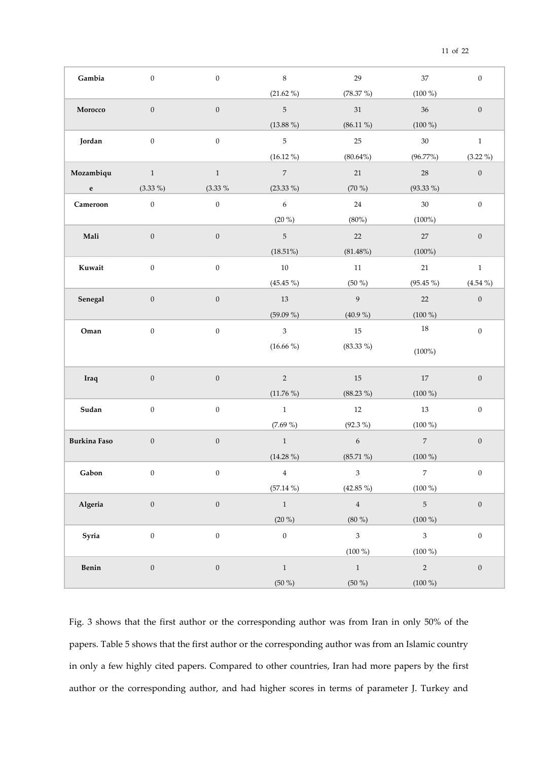| | | | | | | |
|---|---|---|---|---|---|---|
| **Gambia** | 0 | 0 | 8 (21.62 %) | 29 (78.37 %) | 37 (100 %) | 0 |
| **Morocco** | 0 | 0 | 5 (13.88 %) | 31 (86.11 %) | 36 (100 %) | 0 |
| **Jordan** | 0 | 0 | 5 (16.12 %) | 25 (80.64%) | 30 (96.77%) | 1 (3.22 %) |
| **Mozambique** | 1 (3.33 %) | 1 (3.33 % | 7 (23.33 %) | 21 (70 %) | 28 (93.33 %) | 0 |
| **Cameroon** | 0 | 0 | 6 (20 %) | 24 (80%) | 30 (100%) | 0 |
| **Mali** | 0 | 0 | 5 (18.51%) | 22 (81.48%) | 27 (100%) | 0 |
| **Kuwait** | 0 | 0 | 10 (45.45 %) | 11 (50 %) | 21 (95.45 %) | 1 (4.54 %) |
| **Senegal** | 0 | 0 | 13 (59.09 %) | 9 (40.9 %) | 22 (100 %) | 0 |
| **Oman** | 0 | 0 | 3 (16.66 %) | 15 (83.33 %) | 18 (100%) | 0 |
| **Iraq** | 0 | 0 | 2 (11.76 %) | 15 (88.23 %) | 17 (100 %) | 0 |
| **Sudan** | 0 | 0 | 1 (7.69 %) | 12 (92.3 %) | 13 (100 %) | 0 |
| **Burkina Faso** | 0 | 0 | 1 (14.28 %) | 6 (85.71 %) | 7 (100 %) | 0 |
| **Gabon** | 0 | 0 | 4 (57.14 %) | 3 (42.85 %) | 7 (100 %) | 0 |
| **Algeria** | 0 | 0 | 1 (20 %) | 4 (80 %) | 5 (100 %) | 0 |
| **Syria** | 0 | 0 | 0 | 3 (100 %) | 3 (100 %) | 0 |
| **Benin** | 0 | 0 | 1 (50 %) | 1 (50 %) | 2 (100 %) | 0 |

Fig. 3 shows that the first author or the corresponding author was from Iran in only 50% of the papers. Table 5 shows that the first author or the corresponding author was from an Islamic country in only a few highly cited papers. Compared to other countries, Iran had more papers by the first author or the corresponding author, and had higher scores in terms of parameter J. Turkey and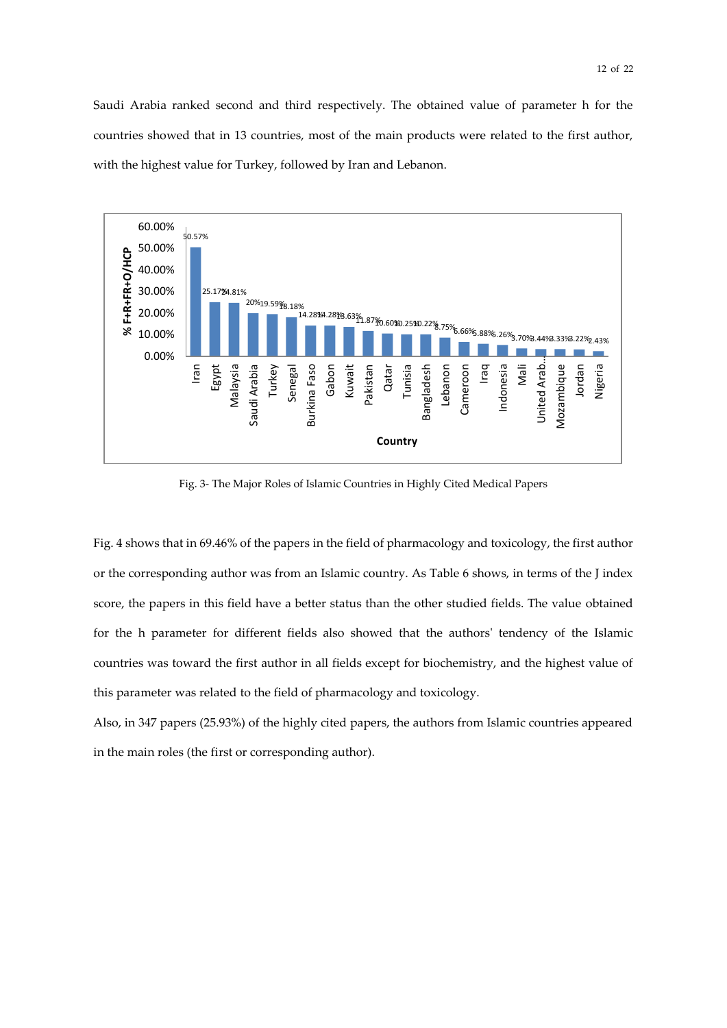Saudi Arabia ranked second and third respectively. The obtained value of parameter h for the countries showed that in 13 countries, most of the main products were related to the first author, with the highest value for Turkey, followed by Iran and Lebanon.

Fig. 3- The Major Roles of Islamic Countries in Highly Cited Medical Papers

Fig. 4 shows that in 69.46% of the papers in the field of pharmacology and toxicology, the first author or the corresponding author was from an Islamic country. As Table 6 shows, in terms of the J index score, the papers in this field have a better status than the other studied fields. The value obtained for the h parameter for different fields also showed that the authors' tendency of the Islamic countries was toward the first author in all fields except for biochemistry, and the highest value of this parameter was related to the field of pharmacology and toxicology.

Also, in 347 papers (25.93%) of the highly cited papers, the authors from Islamic countries appeared in the main roles (the first or corresponding author).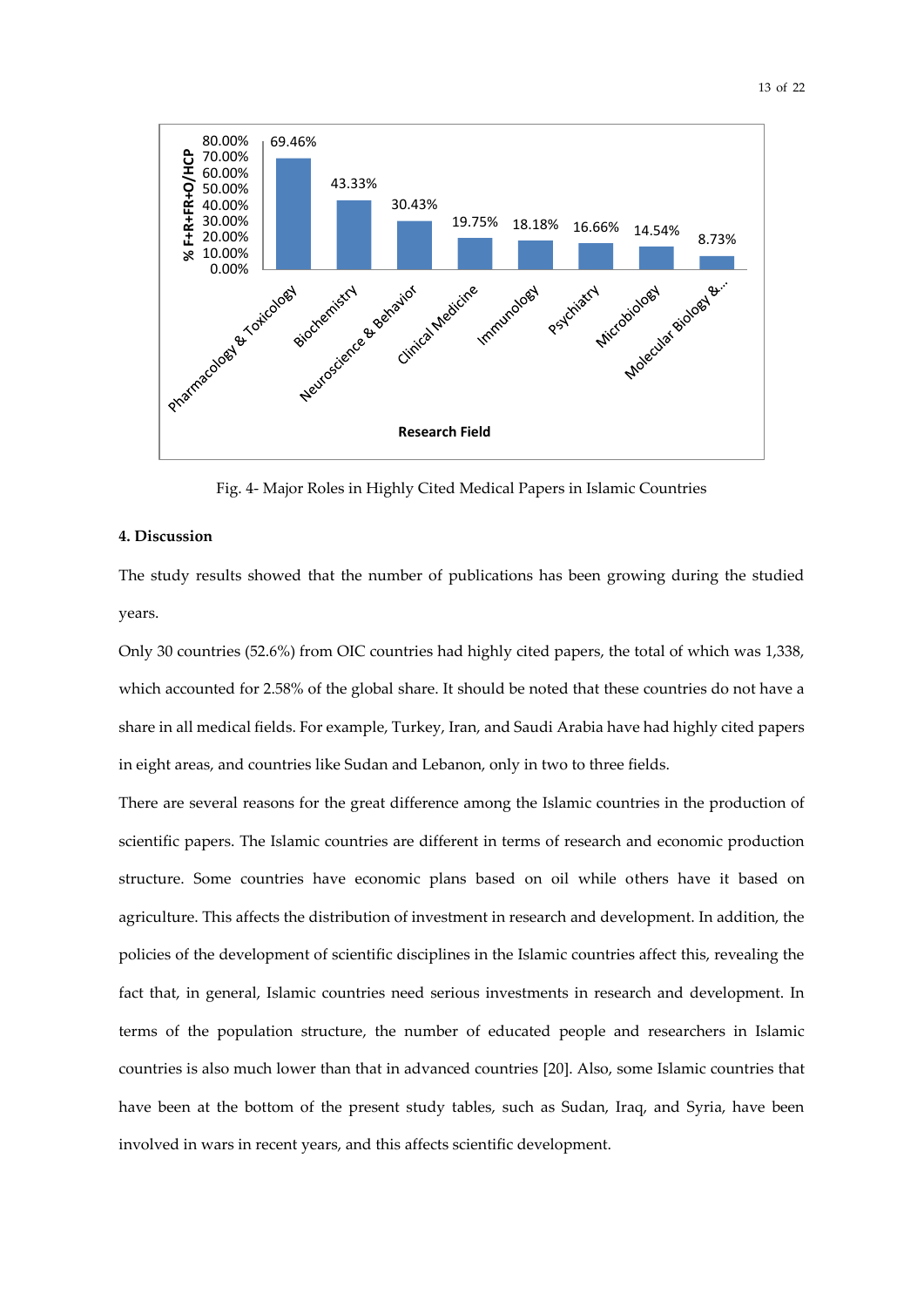Fig. 4- Major Roles in Highly Cited Medical Papers in Islamic Countries

### 4. Discussion

The study results showed that the number of publications has been growing during the studied years.

Only 30 countries (52.6%) from OIC countries had highly cited papers, the total of which was 1,338, which accounted for 2.58% of the global share. It should be noted that these countries do not have a share in all medical fields. For example, Turkey, Iran, and Saudi Arabia have had highly cited papers in eight areas, and countries like Sudan and Lebanon, only in two to three fields.

There are several reasons for the great difference among the Islamic countries in the production of scientific papers. The Islamic countries are different in terms of research and economic production structure. Some countries have economic plans based on oil while others have it based on agriculture. This affects the distribution of investment in research and development. In addition, the policies of the development of scientific disciplines in the Islamic countries affect this, revealing the fact that, in general, Islamic countries need serious investments in research and development. In terms of the population structure, the number of educated people and researchers in Islamic countries is also much lower than that in advanced countries [20]. Also, some Islamic countries that have been at the bottom of the present study tables, such as Sudan, Iraq, and Syria, have been involved in wars in recent years, and this affects scientific development.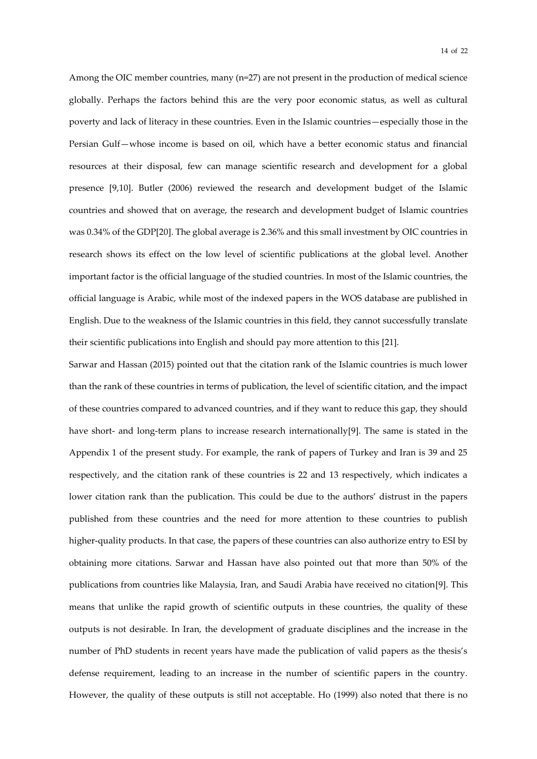Among the OIC member countries, many (n=27) are not present in the production of medical science globally. Perhaps the factors behind this are the very poor economic status, as well as cultural poverty and lack of literacy in these countries. Even in the Islamic countries—especially those in the Persian Gulf—whose income is based on oil, which have a better economic status and financial resources at their disposal, few can manage scientific research and development for a global presence [9,10]. Butler (2006) reviewed the research and development budget of the Islamic countries and showed that on average, the research and development budget of Islamic countries was 0.34% of the GDP[20]. The global average is 2.36% and this small investment by OIC countries in research shows its effect on the low level of scientific publications at the global level. Another important factor is the official language of the studied countries. In most of the Islamic countries, the official language is Arabic, while most of the indexed papers in the WOS database are published in English. Due to the weakness of the Islamic countries in this field, they cannot successfully translate their scientific publications into English and should pay more attention to this [21].

Sarwar and Hassan (2015) pointed out that the citation rank of the Islamic countries is much lower than the rank of these countries in terms of publication, the level of scientific citation, and the impact of these countries compared to advanced countries, and if they want to reduce this gap, they should have short- and long-term plans to increase research internationally[9]. The same is stated in the Appendix 1 of the present study. For example, the rank of papers of Turkey and Iran is 39 and 25 respectively, and the citation rank of these countries is 22 and 13 respectively, which indicates a lower citation rank than the publication. This could be due to the authors' distrust in the papers published from these countries and the need for more attention to these countries to publish higher-quality products. In that case, the papers of these countries can also authorize entry to ESI by obtaining more citations. Sarwar and Hassan have also pointed out that more than 50% of the publications from countries like Malaysia, Iran, and Saudi Arabia have received no citation[9]. This means that unlike the rapid growth of scientific outputs in these countries, the quality of these outputs is not desirable. In Iran, the development of graduate disciplines and the increase in the number of PhD students in recent years have made the publication of valid papers as the thesis's defense requirement, leading to an increase in the number of scientific papers in the country. However, the quality of these outputs is still not acceptable. Ho (1999) also noted that there is no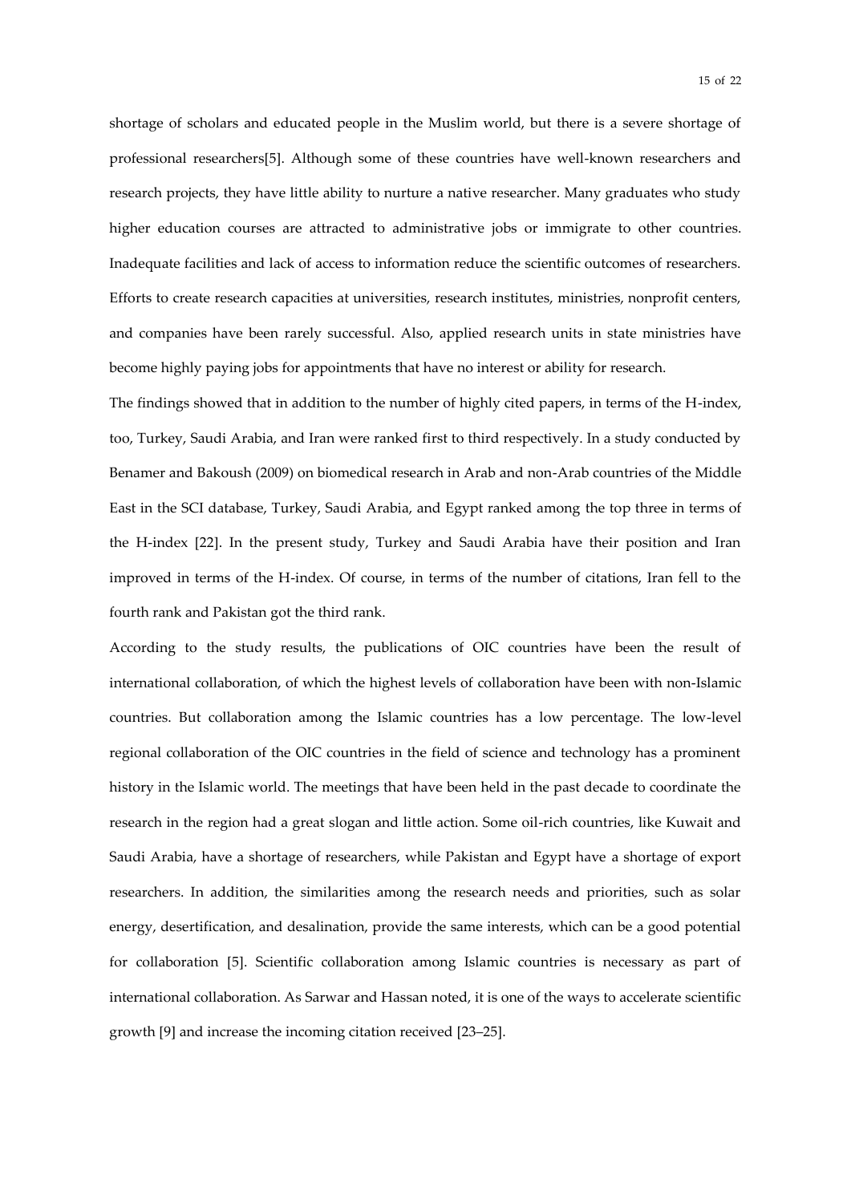shortage of scholars and educated people in the Muslim world, but there is a severe shortage of professional researchers[5]. Although some of these countries have well-known researchers and research projects, they have little ability to nurture a native researcher. Many graduates who study higher education courses are attracted to administrative jobs or immigrate to other countries. Inadequate facilities and lack of access to information reduce the scientific outcomes of researchers. Efforts to create research capacities at universities, research institutes, ministries, nonprofit centers, and companies have been rarely successful. Also, applied research units in state ministries have become highly paying jobs for appointments that have no interest or ability for research.

The findings showed that in addition to the number of highly cited papers, in terms of the H-index, too, Turkey, Saudi Arabia, and Iran were ranked first to third respectively. In a study conducted by Benamer and Bakoush (2009) on biomedical research in Arab and non-Arab countries of the Middle East in the SCI database, Turkey, Saudi Arabia, and Egypt ranked among the top three in terms of the H-index [22]. In the present study, Turkey and Saudi Arabia have their position and Iran improved in terms of the H-index. Of course, in terms of the number of citations, Iran fell to the fourth rank and Pakistan got the third rank.

According to the study results, the publications of OIC countries have been the result of international collaboration, of which the highest levels of collaboration have been with non-Islamic countries. But collaboration among the Islamic countries has a low percentage. The low-level regional collaboration of the OIC countries in the field of science and technology has a prominent history in the Islamic world. The meetings that have been held in the past decade to coordinate the research in the region had a great slogan and little action. Some oil-rich countries, like Kuwait and Saudi Arabia, have a shortage of researchers, while Pakistan and Egypt have a shortage of export researchers. In addition, the similarities among the research needs and priorities, such as solar energy, desertification, and desalination, provide the same interests, which can be a good potential for collaboration [5]. Scientific collaboration among Islamic countries is necessary as part of international collaboration. As Sarwar and Hassan noted, it is one of the ways to accelerate scientific growth [9] and increase the incoming citation received [23–25].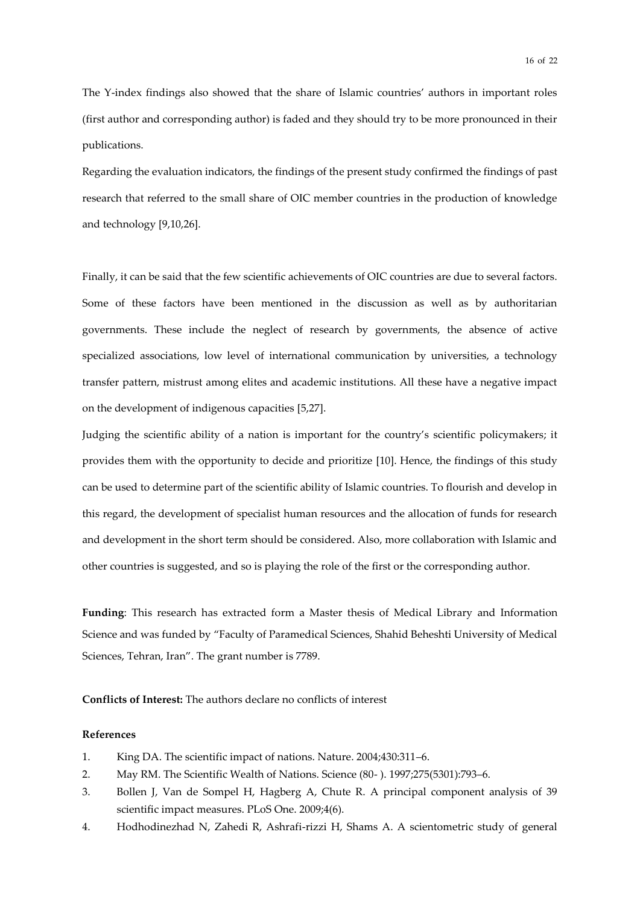The Y-index findings also showed that the share of Islamic countries' authors in important roles (first author and corresponding author) is faded and they should try to be more pronounced in their publications.

Regarding the evaluation indicators, the findings of the present study confirmed the findings of past research that referred to the small share of OIC member countries in the production of knowledge and technology [9,10,26].

Finally, it can be said that the few scientific achievements of OIC countries are due to several factors. Some of these factors have been mentioned in the discussion as well as by authoritarian governments. These include the neglect of research by governments, the absence of active specialized associations, low level of international communication by universities, a technology transfer pattern, mistrust among elites and academic institutions. All these have a negative impact on the development of indigenous capacities [5,27].

Judging the scientific ability of a nation is important for the country's scientific policymakers; it provides them with the opportunity to decide and prioritize [10]. Hence, the findings of this study can be used to determine part of the scientific ability of Islamic countries. To flourish and develop in this regard, the development of specialist human resources and the allocation of funds for research and development in the short term should be considered. Also, more collaboration with Islamic and other countries is suggested, and so is playing the role of the first or the corresponding author.

**Funding**: This research has extracted form a Master thesis of Medical Library and Information Science and was funded by "Faculty of Paramedical Sciences, Shahid Beheshti University of Medical Sciences, Tehran, Iran". The grant number is 7789.

**Conflicts of Interest:** The authors declare no conflicts of interest

**References**

1. King DA. The scientific impact of nations. Nature. 2004;430:311–6.
2. May RM. The Scientific Wealth of Nations. Science (80- ). 1997;275(5301):793–6.
3. Bollen J, Van de Sompel H, Hagberg A, Chute R. A principal component analysis of 39 scientific impact measures. PLoS One. 2009;4(6).
4. Hodhodinezhad N, Zahedi R, Ashrafi-rizzi H, Shams A. A scientometric study of general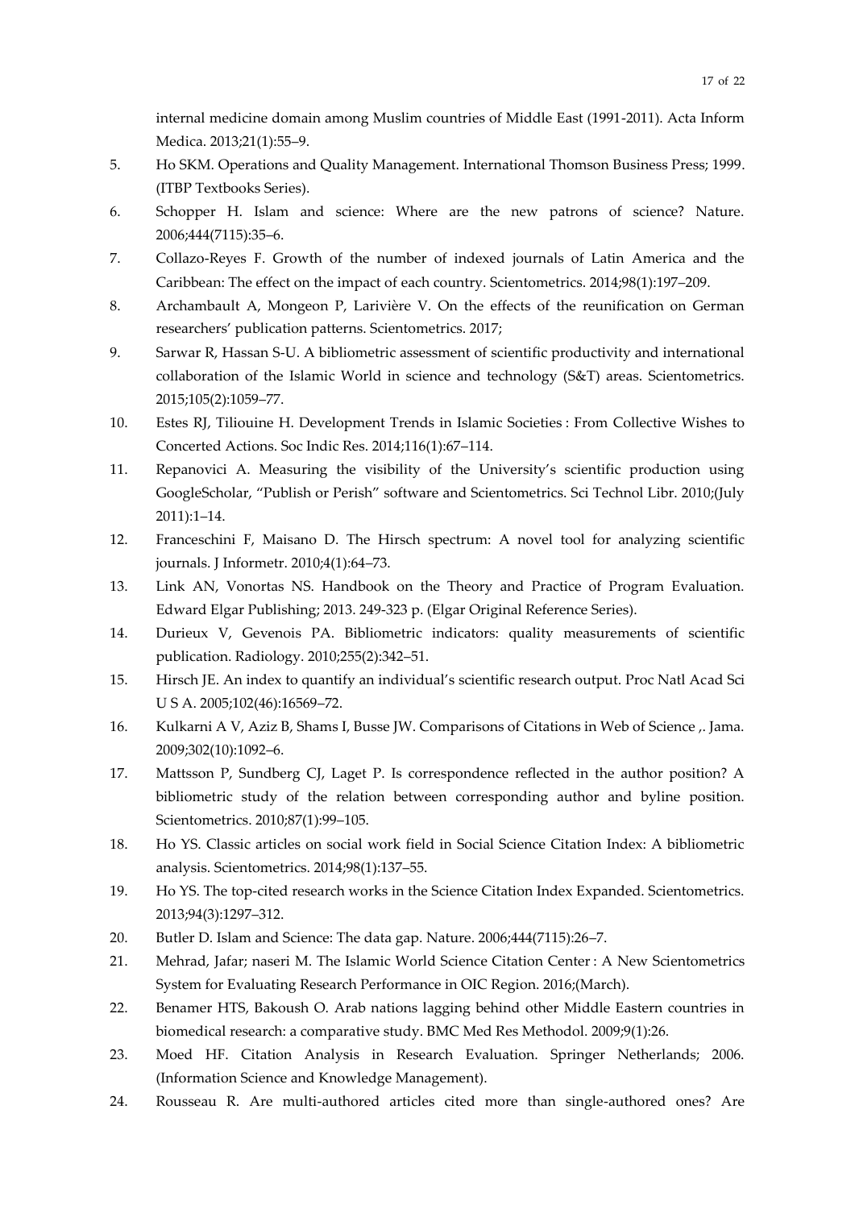internal medicine domain among Muslim countries of Middle East (1991-2011). Acta Inform Medica. 2013;21(1):55–9.

5. Ho SKM. Operations and Quality Management. International Thomson Business Press; 1999. (ITBP Textbooks Series).
6. Schopper H. Islam and science: Where are the new patrons of science? Nature. 2006;444(7115):35–6.
7. Collazo-Reyes F. Growth of the number of indexed journals of Latin America and the Caribbean: The effect on the impact of each country. Scientometrics. 2014;98(1):197–209.
8. Archambault A, Mongeon P, Larivière V. On the effects of the reunification on German researchers' publication patterns. Scientometrics. 2017;
9. Sarwar R, Hassan S-U. A bibliometric assessment of scientific productivity and international collaboration of the Islamic World in science and technology (S&T) areas. Scientometrics. 2015;105(2):1059–77.
10. Estes RJ, Tiliouine H. Development Trends in Islamic Societies : From Collective Wishes to Concerted Actions. Soc Indic Res. 2014;116(1):67–114.
11. Repanovici A. Measuring the visibility of the University's scientific production using GoogleScholar, "Publish or Perish" software and Scientometrics. Sci Technol Libr. 2010;(July 2011):1–14.
12. Franceschini F, Maisano D. The Hirsch spectrum: A novel tool for analyzing scientific journals. J Informetr. 2010;4(1):64–73.
13. Link AN, Vonortas NS. Handbook on the Theory and Practice of Program Evaluation. Edward Elgar Publishing; 2013. 249-323 p. (Elgar Original Reference Series).
14. Durieux V, Gevenois PA. Bibliometric indicators: quality measurements of scientific publication. Radiology. 2010;255(2):342–51.
15. Hirsch JE. An index to quantify an individual's scientific research output. Proc Natl Acad Sci U S A. 2005;102(46):16569–72.
16. Kulkarni A V, Aziz B, Shams I, Busse JW. Comparisons of Citations in Web of Science ,. Jama. 2009;302(10):1092–6.
17. Mattsson P, Sundberg CJ, Laget P. Is correspondence reflected in the author position? A bibliometric study of the relation between corresponding author and byline position. Scientometrics. 2010;87(1):99–105.
18. Ho YS. Classic articles on social work field in Social Science Citation Index: A bibliometric analysis. Scientometrics. 2014;98(1):137–55.
19. Ho YS. The top-cited research works in the Science Citation Index Expanded. Scientometrics. 2013;94(3):1297–312.
20. Butler D. Islam and Science: The data gap. Nature. 2006;444(7115):26–7.
21. Mehrad, Jafar; naseri M. The Islamic World Science Citation Center : A New Scientometrics System for Evaluating Research Performance in OIC Region. 2016;(March).
22. Benamer HTS, Bakoush O. Arab nations lagging behind other Middle Eastern countries in biomedical research: a comparative study. BMC Med Res Methodol. 2009;9(1):26.
23. Moed HF. Citation Analysis in Research Evaluation. Springer Netherlands; 2006. (Information Science and Knowledge Management).
24. Rousseau R. Are multi-authored articles cited more than single-authored ones? Are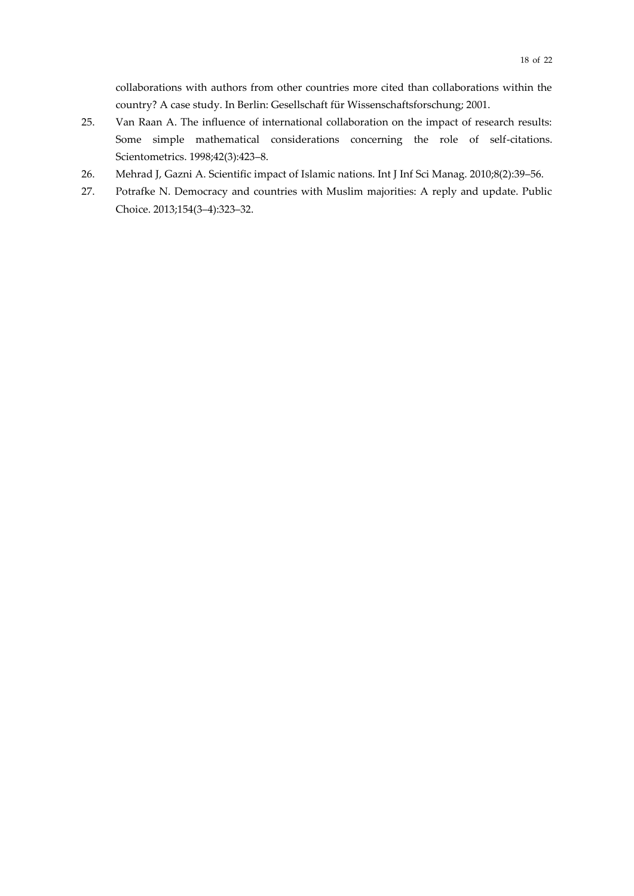collaborations with authors from other countries more cited than collaborations within the country? A case study. In Berlin: Gesellschaft für Wissenschaftsforschung; 2001.

25. Van Raan A. The influence of international collaboration on the impact of research results: Some simple mathematical considerations concerning the role of self-citations. Scientometrics. 1998;42(3):423–8.
26. Mehrad J, Gazni A. Scientific impact of Islamic nations. Int J Inf Sci Manag. 2010;8(2):39–56.
27. Potrafke N. Democracy and countries with Muslim majorities: A reply and update. Public Choice. 2013;154(3–4):323–32.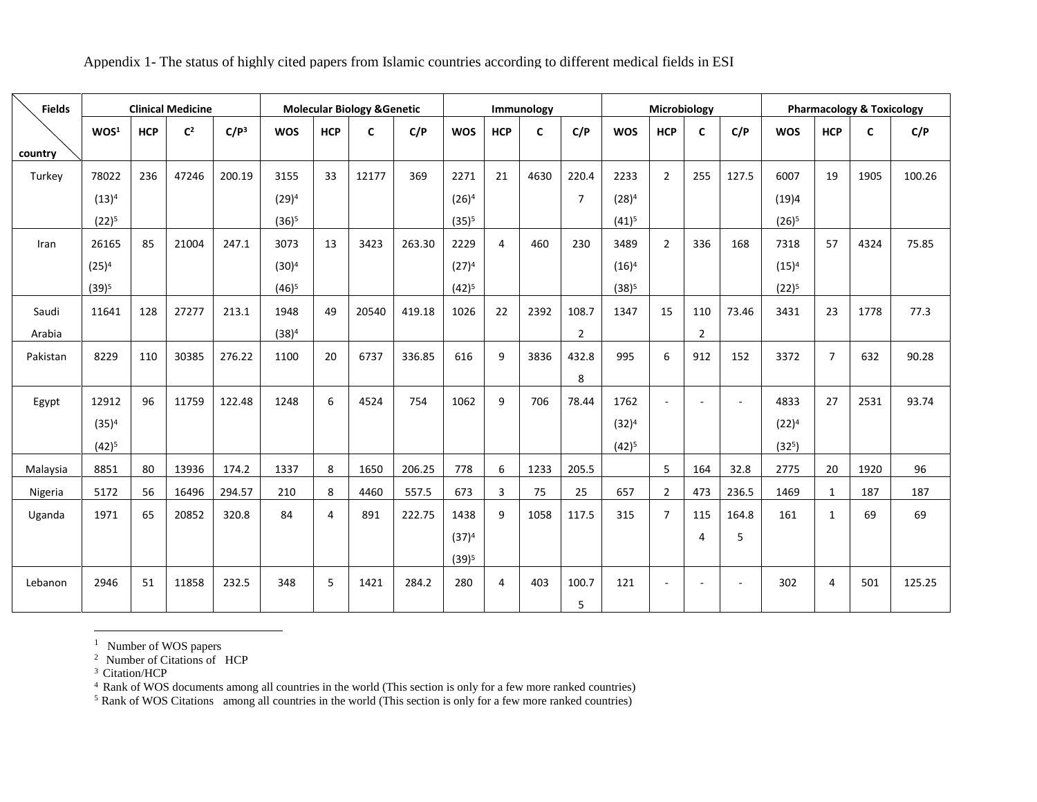Appendix 1- The status of highly cited papers from Islamic countries according to different medical fields in ESI

| Fields / country | Clinical Medicine | | | | Molecular Biology &Genetic | | | | Immunology | | | | Microbiology | | | | Pharmacology & Toxicology | | | |
|---|---|---|---|---|---|---|---|---|---|---|---|---|---|---|---|---|---|---|---|---|
| | WOS[1] | HCP | C[2] | C/P[3] | WOS | HCP | C | C/P | WOS | HCP | C | C/P | WOS | HCP | C | C/P | WOS | HCP | C | C/P |
| Turkey | 78022 (13)[4] (22)[5] | 236 | 47246 | 200.19 | 3155 (29)[4] (36)[5] | 33 | 12177 | 369 | 2271 (26)[4] (35)[5] | 21 | 4630 | 220.47 | 2233 (28)[4] (41)[5] | 2 | 255 | 127.5 | 6007 (19)4 (26)[5] | 19 | 1905 | 100.26 |
| Iran | 26165 (25)[4] (39)[5] | 85 | 21004 | 247.1 | 3073 (30)[4] (46)[5] | 13 | 3423 | 263.30 | 2229 (27)[4] (42)[5] | 4 | 460 | 230 | 3489 (16)[4] (38)[5] | 2 | 336 | 168 | 7318 (15)[4] (22)[5] | 57 | 4324 | 75.85 |
| Saudi Arabia | 11641 | 128 | 27277 | 213.1 | 1948 (38)[4] | 49 | 20540 | 419.18 | 1026 | 22 | 2392 | 108.72 | 1347 | 15 | 1102 | 73.46 | 3431 | 23 | 1778 | 77.3 |
| Pakistan | 8229 | 110 | 30385 | 276.22 | 1100 | 20 | 6737 | 336.85 | 616 | 9 | 3836 | 432.88 | 995 | 6 | 912 | 152 | 3372 | 7 | 632 | 90.28 |
| Egypt | 12912 (35)[4] (42)[5] | 96 | 11759 | 122.48 | 1248 | 6 | 4524 | 754 | 1062 | 9 | 706 | 78.44 | 1762 (32)[4] (42)[5] | - | - | - | 4833 (22)[4] (32[5]) | 27 | 2531 | 93.74 |
| Malaysia | 8851 | 80 | 13936 | 174.2 | 1337 | 8 | 1650 | 206.25 | 778 | 6 | 1233 | 205.5 | | 5 | 164 | 32.8 | 2775 | 20 | 1920 | 96 |
| Nigeria | 5172 | 56 | 16496 | 294.57 | 210 | 8 | 4460 | 557.5 | 673 | 3 | 75 | 25 | 657 | 2 | 473 | 236.5 | 1469 | 1 | 187 | 187 |
| Uganda | 1971 | 65 | 20852 | 320.8 | 84 | 4 | 891 | 222.75 | 1438 (37)[4] (39)[5] | 9 | 1058 | 117.5 | 315 | 7 | 1154 | 164.85 | 161 | 1 | 69 | 69 |
| Lebanon | 2946 | 51 | 11858 | 232.5 | 348 | 5 | 1421 | 284.2 | 280 | 4 | 403 | 100.75 | 121 | - | - | - | 302 | 4 | 501 | 125.25 |

[1] Number of WOS papers
[2] Number of Citations of HCP
[3] Citation/HCP
[4] Rank of WOS documents among all countries in the world (This section is only for a few more ranked countries)
[5] Rank of WOS Citations among all countries in the world (This section is only for a few more ranked countries)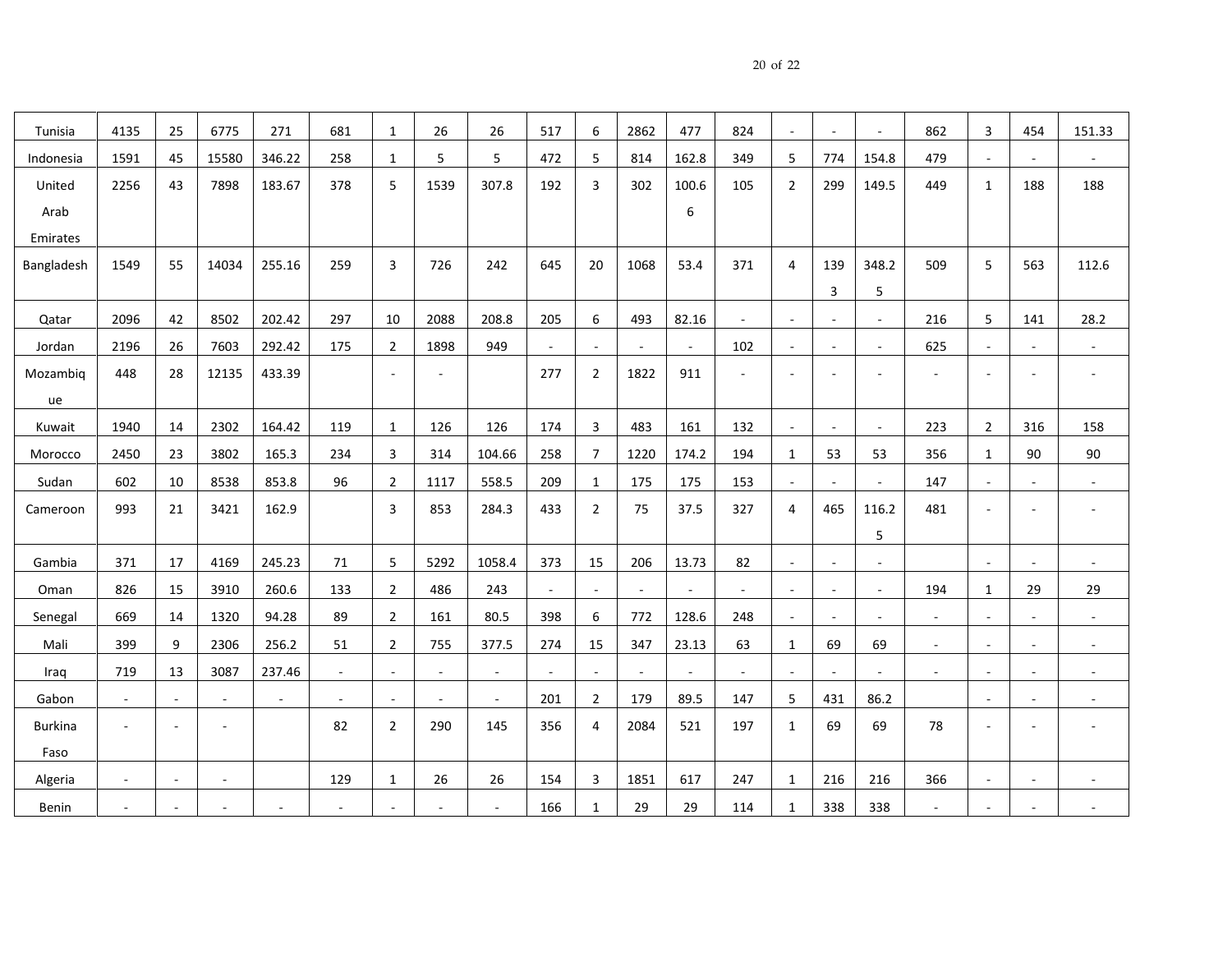| | | | | | | | | | | | | | | | | | | | | |
|---|---|---|---|---|---|---|---|---|---|---|---|---|---|---|---|---|---|---|---|---|
| Tunisia | 4135 | 25 | 6775 | 271 | 681 | 1 | 26 | 26 | 517 | 6 | 2862 | 477 | 824 | - | - | - | 862 | 3 | 454 | 151.33 |
| Indonesia | 1591 | 45 | 15580 | 346.22 | 258 | 1 | 5 | 5 | 472 | 5 | 814 | 162.8 | 349 | 5 | 774 | 154.8 | 479 | - | - | - |
| United Arab Emirates | 2256 | 43 | 7898 | 183.67 | 378 | 5 | 1539 | 307.8 | 192 | 3 | 302 | 100.66 | 105 | 2 | 299 | 149.5 | 449 | 1 | 188 | 188 |
| Bangladesh | 1549 | 55 | 14034 | 255.16 | 259 | 3 | 726 | 242 | 645 | 20 | 1068 | 53.4 | 371 | 4 | 1393 | 348.25 | 509 | 5 | 563 | 112.6 |
| Qatar | 2096 | 42 | 8502 | 202.42 | 297 | 10 | 2088 | 208.8 | 205 | 6 | 493 | 82.16 | - | - | - | - | 216 | 5 | 141 | 28.2 |
| Jordan | 2196 | 26 | 7603 | 292.42 | 175 | 2 | 1898 | 949 | - | - | - | - | 102 | - | - | - | 625 | - | - | - |
| Mozambique | 448 | 28 | 12135 | 433.39 | | - | - | | 277 | 2 | 1822 | 911 | - | - | - | - | - | - | - | - |
| Kuwait | 1940 | 14 | 2302 | 164.42 | 119 | 1 | 126 | 126 | 174 | 3 | 483 | 161 | 132 | - | - | - | 223 | 2 | 316 | 158 |
| Morocco | 2450 | 23 | 3802 | 165.3 | 234 | 3 | 314 | 104.66 | 258 | 7 | 1220 | 174.2 | 194 | 1 | 53 | 53 | 356 | 1 | 90 | 90 |
| Sudan | 602 | 10 | 8538 | 853.8 | 96 | 2 | 1117 | 558.5 | 209 | 1 | 175 | 175 | 153 | - | - | - | 147 | - | - | - |
| Cameroon | 993 | 21 | 3421 | 162.9 | | 3 | 853 | 284.3 | 433 | 2 | 75 | 37.5 | 327 | 4 | 465 | 116.25 | 481 | - | - | - |
| Gambia | 371 | 17 | 4169 | 245.23 | 71 | 5 | 5292 | 1058.4 | 373 | 15 | 206 | 13.73 | 82 | - | - | - | | - | - | - |
| Oman | 826 | 15 | 3910 | 260.6 | 133 | 2 | 486 | 243 | - | - | - | - | - | - | - | - | 194 | 1 | 29 | 29 |
| Senegal | 669 | 14 | 1320 | 94.28 | 89 | 2 | 161 | 80.5 | 398 | 6 | 772 | 128.6 | 248 | - | - | - | - | - | - | - |
| Mali | 399 | 9 | 2306 | 256.2 | 51 | 2 | 755 | 377.5 | 274 | 15 | 347 | 23.13 | 63 | 1 | 69 | 69 | - | - | - | - |
| Iraq | 719 | 13 | 3087 | 237.46 | - | - | - | - | - | - | - | - | - | - | - | - | - | - | - | - |
| Gabon | - | - | - | - | - | - | - | - | 201 | 2 | 179 | 89.5 | 147 | 5 | 431 | 86.2 | | - | - | - |
| Burkina Faso | - | - | - | | 82 | 2 | 290 | 145 | 356 | 4 | 2084 | 521 | 197 | 1 | 69 | 69 | 78 | - | - | - |
| Algeria | - | - | - | | 129 | 1 | 26 | 26 | 154 | 3 | 1851 | 617 | 247 | 1 | 216 | 216 | 366 | - | - | - |
| Benin | - | - | - | - | - | - | - | - | 166 | 1 | 29 | 29 | 114 | 1 | 338 | 338 | - | - | - | - |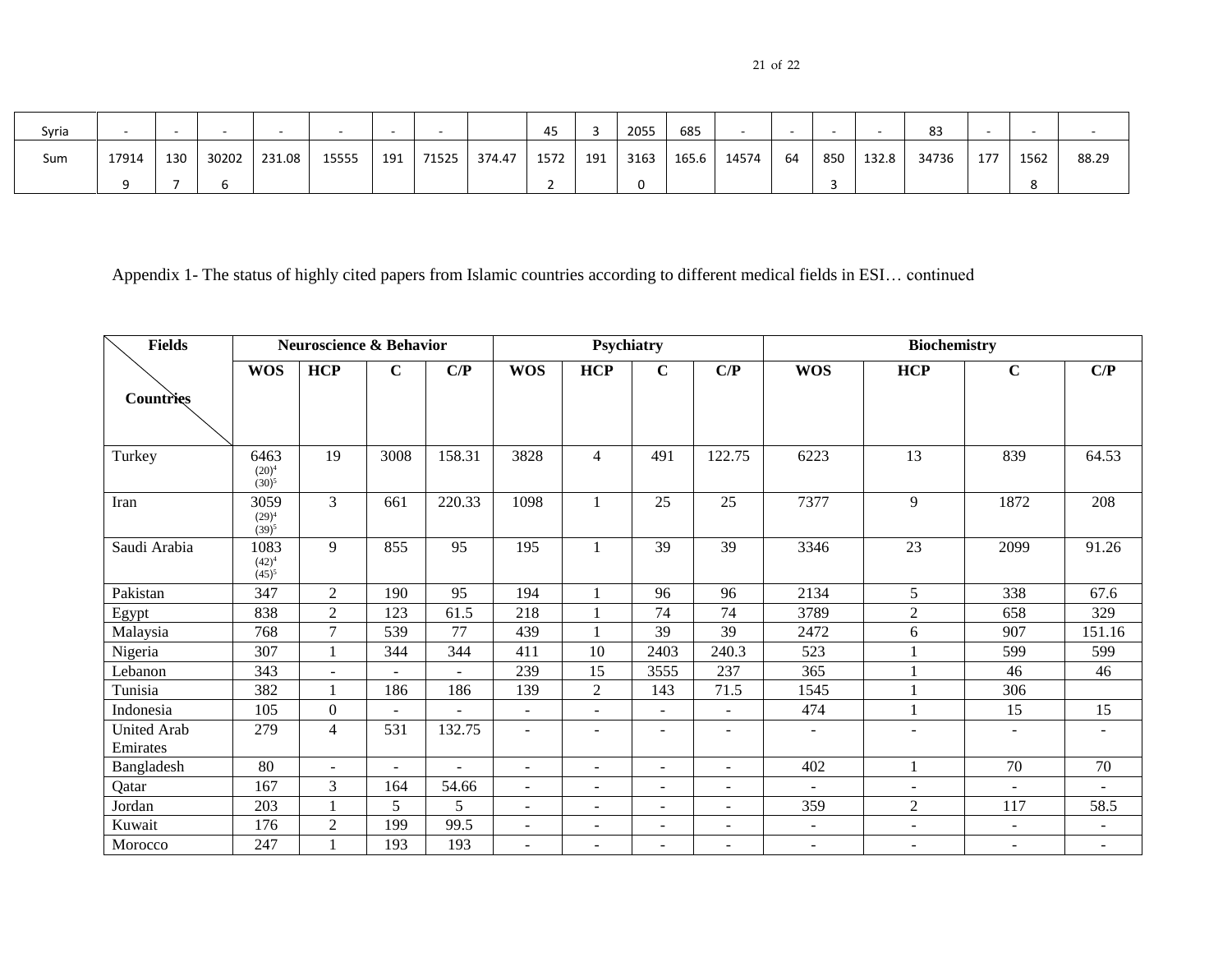| Syria | - | - | - | - | - | - | - | | 45 | 3 | 2055 | 685 | - | - | - | - | 83 | - | - | - |
|---|---|---|---|---|---|---|---|---|---|---|---|---|---|---|---|---|---|---|---|---|
| Sum | 179149 | 1307 | 302026 | 231.08 | 15555 | 191 | 71525 | 374.47 | 15722 | 191 | 31630 | 165.6 | 14574 | 64 | 8503 | 132.8 | 34736 | 177 | 15628 | 88.29 |

Appendix 1- The status of highly cited papers from Islamic countries according to different medical fields in ESI… continued

| Fields / Countries | Neuroscience & Behavior | | | | Psychiatry | | | | Biochemistry | | | |
|---|---|---|---|---|---|---|---|---|---|---|---|---|
| | WOS | HCP | C | C/P | WOS | HCP | C | C/P | WOS | HCP | C | C/P |
| Turkey | 6463 (20)[4] (30)[5] | 19 | 3008 | 158.31 | 3828 | 4 | 491 | 122.75 | 6223 | 13 | 839 | 64.53 |
| Iran | 3059 (29)[4] (39)[5] | 3 | 661 | 220.33 | 1098 | 1 | 25 | 25 | 7377 | 9 | 1872 | 208 |
| Saudi Arabia | 1083 (42)[4] (45)[5] | 9 | 855 | 95 | 195 | 1 | 39 | 39 | 3346 | 23 | 2099 | 91.26 |
| Pakistan | 347 | 2 | 190 | 95 | 194 | 1 | 96 | 96 | 2134 | 5 | 338 | 67.6 |
| Egypt | 838 | 2 | 123 | 61.5 | 218 | 1 | 74 | 74 | 3789 | 2 | 658 | 329 |
| Malaysia | 768 | 7 | 539 | 77 | 439 | 1 | 39 | 39 | 2472 | 6 | 907 | 151.16 |
| Nigeria | 307 | 1 | 344 | 344 | 411 | 10 | 2403 | 240.3 | 523 | 1 | 599 | 599 |
| Lebanon | 343 | - | - | - | 239 | 15 | 3555 | 237 | 365 | 1 | 46 | 46 |
| Tunisia | 382 | 1 | 186 | 186 | 139 | 2 | 143 | 71.5 | 1545 | 1 | 306 | |
| Indonesia | 105 | 0 | - | - | - | - | - | - | 474 | 1 | 15 | 15 |
| United Arab Emirates | 279 | 4 | 531 | 132.75 | - | - | - | - | - | - | - | - |
| Bangladesh | 80 | - | - | - | - | - | - | - | 402 | 1 | 70 | 70 |
| Qatar | 167 | 3 | 164 | 54.66 | - | - | - | - | - | - | - | - |
| Jordan | 203 | 1 | 5 | 5 | - | - | - | - | 359 | 2 | 117 | 58.5 |
| Kuwait | 176 | 2 | 199 | 99.5 | - | - | - | - | - | - | - | - |
| Morocco | 247 | 1 | 193 | 193 | - | - | - | - | - | - | - | - |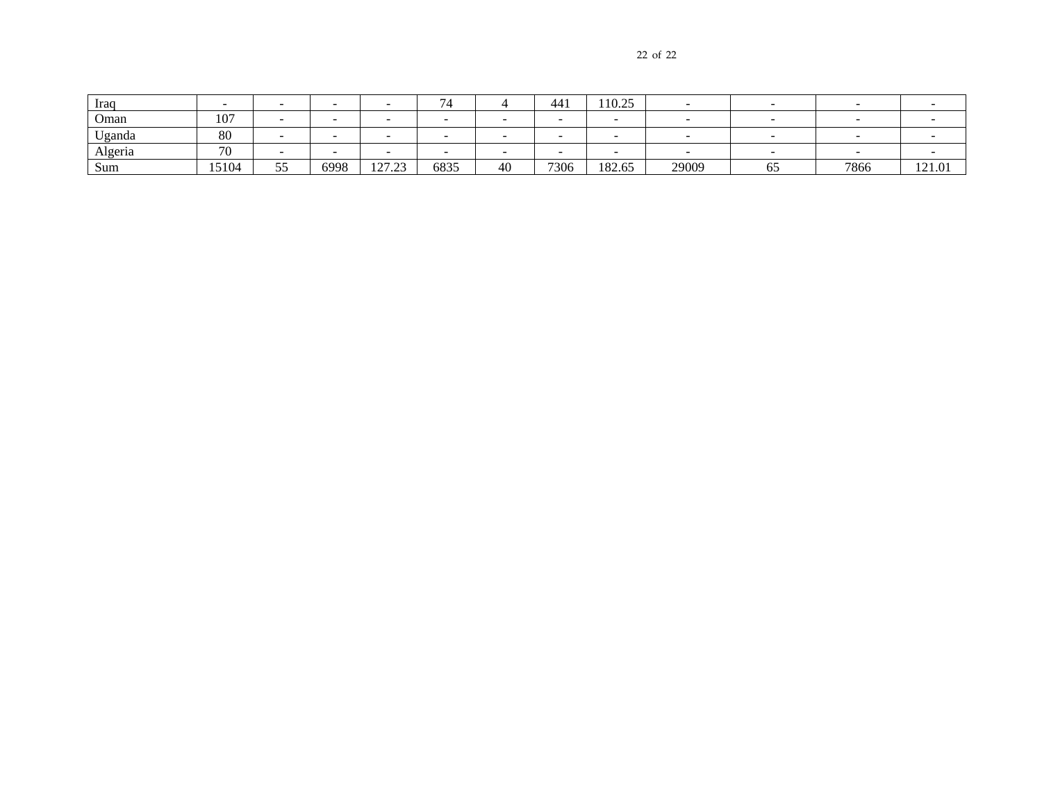| | | | | | | | | | | | | |
|---|---|---|---|---|---|---|---|---|---|---|---|---|
| Iraq | - | - | - | - | 74 | 4 | 441 | 110.25 | - | - | - | - |
| Oman | 107 | - | - | - | - | - | - | - | - | - | - | - |
| Uganda | 80 | - | - | - | - | - | - | - | - | - | - | - |
| Algeria | 70 | - | - | - | - | - | - | - | - | - | - | - |
| Sum | 15104 | 55 | 6998 | 127.23 | 6835 | 40 | 7306 | 182.65 | 29009 | 65 | 7866 | 121.01 |